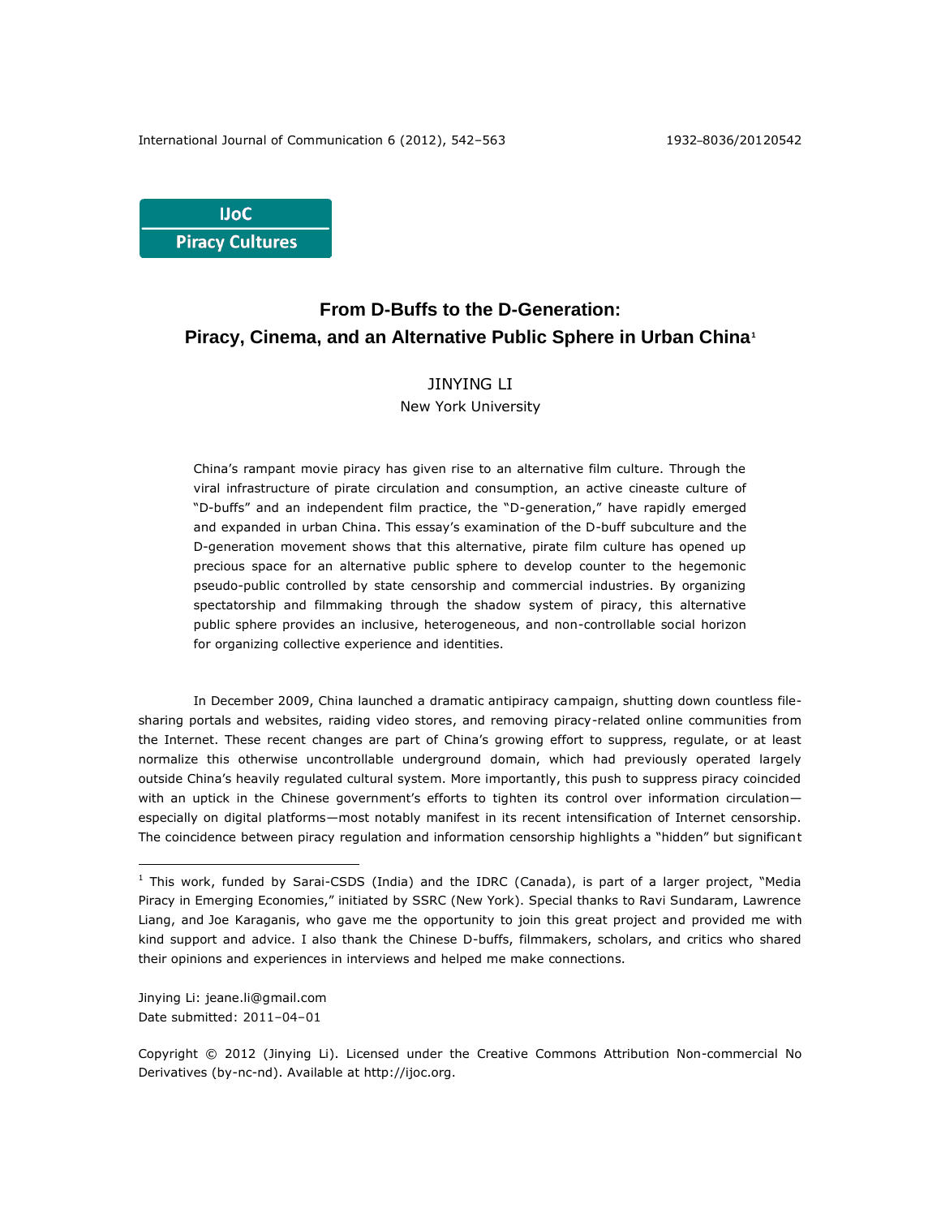IJoC
Piracy Cultures

# From D-Buffs to the D-Generation: Piracy, Cinema, and an Alternative Public Sphere in Urban China[1]

JINYING LI
New York University

China's rampant movie piracy has given rise to an alternative film culture. Through the viral infrastructure of pirate circulation and consumption, an active cineaste culture of "D-buffs" and an independent film practice, the "D-generation," have rapidly emerged and expanded in urban China. This essay's examination of the D-buff subculture and the D-generation movement shows that this alternative, pirate film culture has opened up precious space for an alternative public sphere to develop counter to the hegemonic pseudo-public controlled by state censorship and commercial industries. By organizing spectatorship and filmmaking through the shadow system of piracy, this alternative public sphere provides an inclusive, heterogeneous, and non-controllable social horizon for organizing collective experience and identities.

In December 2009, China launched a dramatic antipiracy campaign, shutting down countless file-sharing portals and websites, raiding video stores, and removing piracy-related online communities from the Internet. These recent changes are part of China's growing effort to suppress, regulate, or at least normalize this otherwise uncontrollable underground domain, which had previously operated largely outside China's heavily regulated cultural system. More importantly, this push to suppress piracy coincided with an uptick in the Chinese government's efforts to tighten its control over information circulation—especially on digital platforms—most notably manifest in its recent intensification of Internet censorship. The coincidence between piracy regulation and information censorship highlights a "hidden" but significant

---

[1] This work, funded by Sarai-CSDS (India) and the IDRC (Canada), is part of a larger project, "Media Piracy in Emerging Economies," initiated by SSRC (New York). Special thanks to Ravi Sundaram, Lawrence Liang, and Joe Karaganis, who gave me the opportunity to join this great project and provided me with kind support and advice. I also thank the Chinese D-buffs, filmmakers, scholars, and critics who shared their opinions and experiences in interviews and helped me make connections.

Jinying Li: jeane.li@gmail.com
Date submitted: 2011–04–01

Copyright © 2012 (Jinying Li). Licensed under the Creative Commons Attribution Non-commercial No Derivatives (by-nc-nd). Available at http://ijoc.org.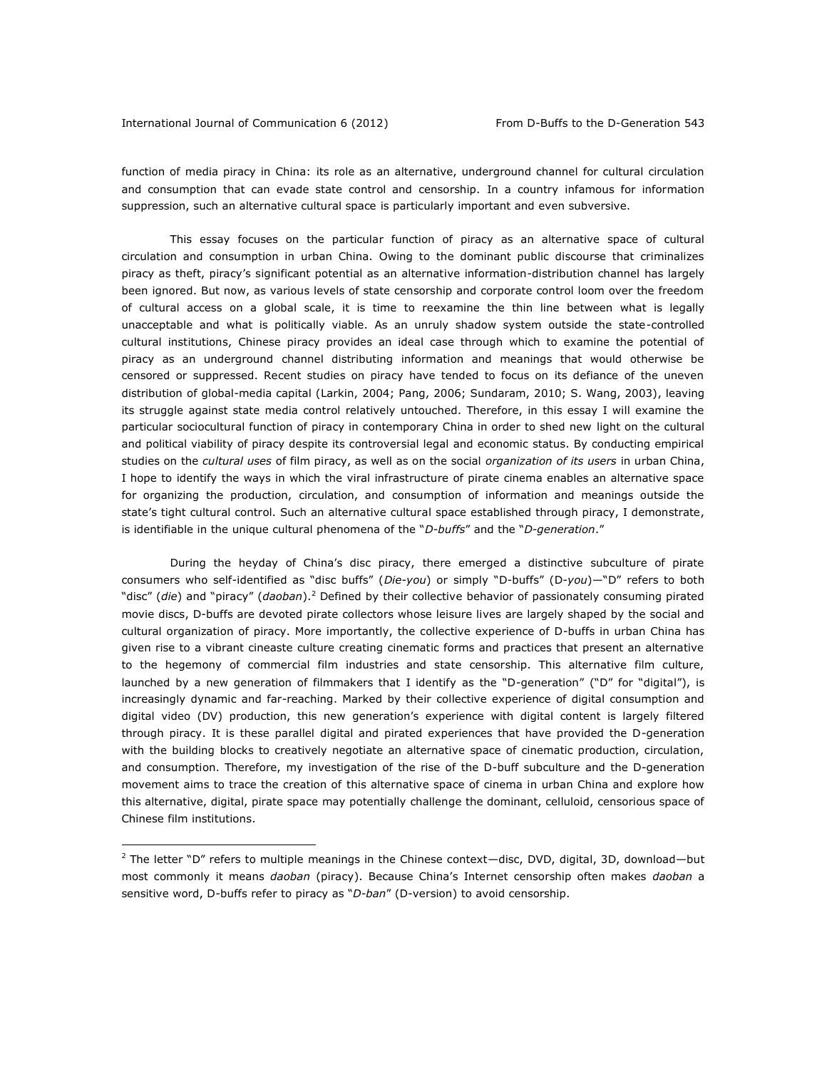function of media piracy in China: its role as an alternative, underground channel for cultural circulation and consumption that can evade state control and censorship. In a country infamous for information suppression, such an alternative cultural space is particularly important and even subversive.

This essay focuses on the particular function of piracy as an alternative space of cultural circulation and consumption in urban China. Owing to the dominant public discourse that criminalizes piracy as theft, piracy's significant potential as an alternative information-distribution channel has largely been ignored. But now, as various levels of state censorship and corporate control loom over the freedom of cultural access on a global scale, it is time to reexamine the thin line between what is legally unacceptable and what is politically viable. As an unruly shadow system outside the state-controlled cultural institutions, Chinese piracy provides an ideal case through which to examine the potential of piracy as an underground channel distributing information and meanings that would otherwise be censored or suppressed. Recent studies on piracy have tended to focus on its defiance of the uneven distribution of global-media capital (Larkin, 2004; Pang, 2006; Sundaram, 2010; S. Wang, 2003), leaving its struggle against state media control relatively untouched. Therefore, in this essay I will examine the particular sociocultural function of piracy in contemporary China in order to shed new light on the cultural and political viability of piracy despite its controversial legal and economic status. By conducting empirical studies on the *cultural uses* of film piracy, as well as on the social *organization of its users* in urban China, I hope to identify the ways in which the viral infrastructure of pirate cinema enables an alternative space for organizing the production, circulation, and consumption of information and meanings outside the state's tight cultural control. Such an alternative cultural space established through piracy, I demonstrate, is identifiable in the unique cultural phenomena of the "*D-buffs*" and the "*D-generation*."

During the heyday of China's disc piracy, there emerged a distinctive subculture of pirate consumers who self-identified as "disc buffs" (*Die-you*) or simply "D-buffs" (D-*you*)—"D" refers to both "disc" (*die*) and "piracy" (*daoban*).[2] Defined by their collective behavior of passionately consuming pirated movie discs, D-buffs are devoted pirate collectors whose leisure lives are largely shaped by the social and cultural organization of piracy. More importantly, the collective experience of D-buffs in urban China has given rise to a vibrant cineaste culture creating cinematic forms and practices that present an alternative to the hegemony of commercial film industries and state censorship. This alternative film culture, launched by a new generation of filmmakers that I identify as the "D-generation" ("D" for "digital"), is increasingly dynamic and far-reaching. Marked by their collective experience of digital consumption and digital video (DV) production, this new generation's experience with digital content is largely filtered through piracy. It is these parallel digital and pirated experiences that have provided the D-generation with the building blocks to creatively negotiate an alternative space of cinematic production, circulation, and consumption. Therefore, my investigation of the rise of the D-buff subculture and the D-generation movement aims to trace the creation of this alternative space of cinema in urban China and explore how this alternative, digital, pirate space may potentially challenge the dominant, celluloid, censorious space of Chinese film institutions.

---

[2] The letter "D" refers to multiple meanings in the Chinese context—disc, DVD, digital, 3D, download—but most commonly it means *daoban* (piracy). Because China's Internet censorship often makes *daoban* a sensitive word, D-buffs refer to piracy as "*D-ban*" (D-version) to avoid censorship.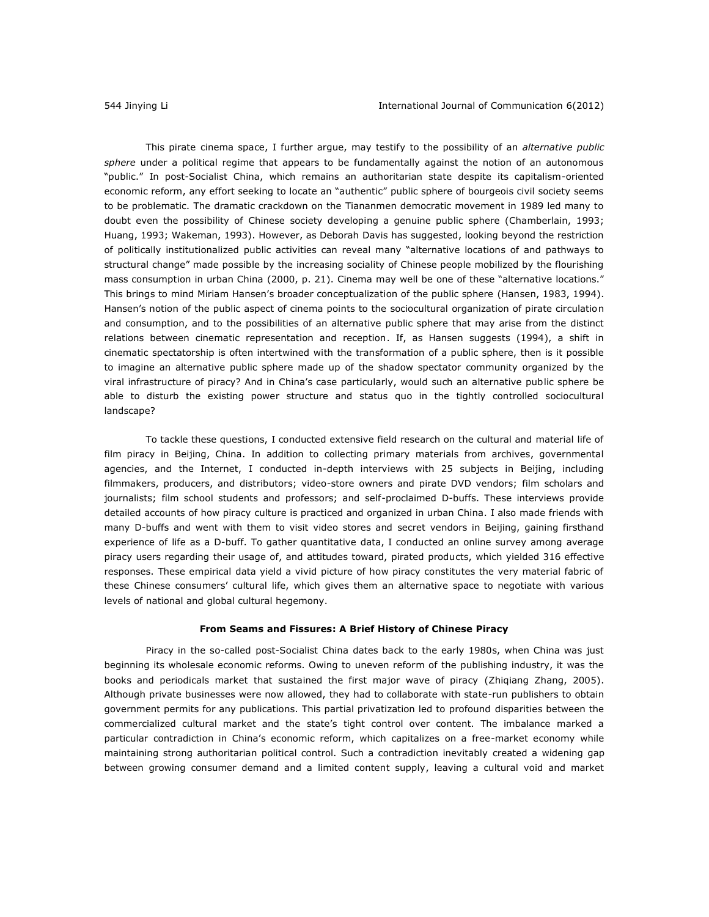This pirate cinema space, I further argue, may testify to the possibility of an *alternative public sphere* under a political regime that appears to be fundamentally against the notion of an autonomous "public." In post-Socialist China, which remains an authoritarian state despite its capitalism-oriented economic reform, any effort seeking to locate an "authentic" public sphere of bourgeois civil society seems to be problematic. The dramatic crackdown on the Tiananmen democratic movement in 1989 led many to doubt even the possibility of Chinese society developing a genuine public sphere (Chamberlain, 1993; Huang, 1993; Wakeman, 1993). However, as Deborah Davis has suggested, looking beyond the restriction of politically institutionalized public activities can reveal many "alternative locations of and pathways to structural change" made possible by the increasing sociality of Chinese people mobilized by the flourishing mass consumption in urban China (2000, p. 21). Cinema may well be one of these "alternative locations." This brings to mind Miriam Hansen's broader conceptualization of the public sphere (Hansen, 1983, 1994). Hansen's notion of the public aspect of cinema points to the sociocultural organization of pirate circulation and consumption, and to the possibilities of an alternative public sphere that may arise from the distinct relations between cinematic representation and reception. If, as Hansen suggests (1994), a shift in cinematic spectatorship is often intertwined with the transformation of a public sphere, then is it possible to imagine an alternative public sphere made up of the shadow spectator community organized by the viral infrastructure of piracy? And in China's case particularly, would such an alternative public sphere be able to disturb the existing power structure and status quo in the tightly controlled sociocultural landscape?

To tackle these questions, I conducted extensive field research on the cultural and material life of film piracy in Beijing, China. In addition to collecting primary materials from archives, governmental agencies, and the Internet, I conducted in-depth interviews with 25 subjects in Beijing, including filmmakers, producers, and distributors; video-store owners and pirate DVD vendors; film scholars and journalists; film school students and professors; and self-proclaimed D-buffs. These interviews provide detailed accounts of how piracy culture is practiced and organized in urban China. I also made friends with many D-buffs and went with them to visit video stores and secret vendors in Beijing, gaining firsthand experience of life as a D-buff. To gather quantitative data, I conducted an online survey among average piracy users regarding their usage of, and attitudes toward, pirated products, which yielded 316 effective responses. These empirical data yield a vivid picture of how piracy constitutes the very material fabric of these Chinese consumers' cultural life, which gives them an alternative space to negotiate with various levels of national and global cultural hegemony.

## From Seams and Fissures: A Brief History of Chinese Piracy

Piracy in the so-called post-Socialist China dates back to the early 1980s, when China was just beginning its wholesale economic reforms. Owing to uneven reform of the publishing industry, it was the books and periodicals market that sustained the first major wave of piracy (Zhiqiang Zhang, 2005). Although private businesses were now allowed, they had to collaborate with state-run publishers to obtain government permits for any publications. This partial privatization led to profound disparities between the commercialized cultural market and the state's tight control over content. The imbalance marked a particular contradiction in China's economic reform, which capitalizes on a free-market economy while maintaining strong authoritarian political control. Such a contradiction inevitably created a widening gap between growing consumer demand and a limited content supply, leaving a cultural void and market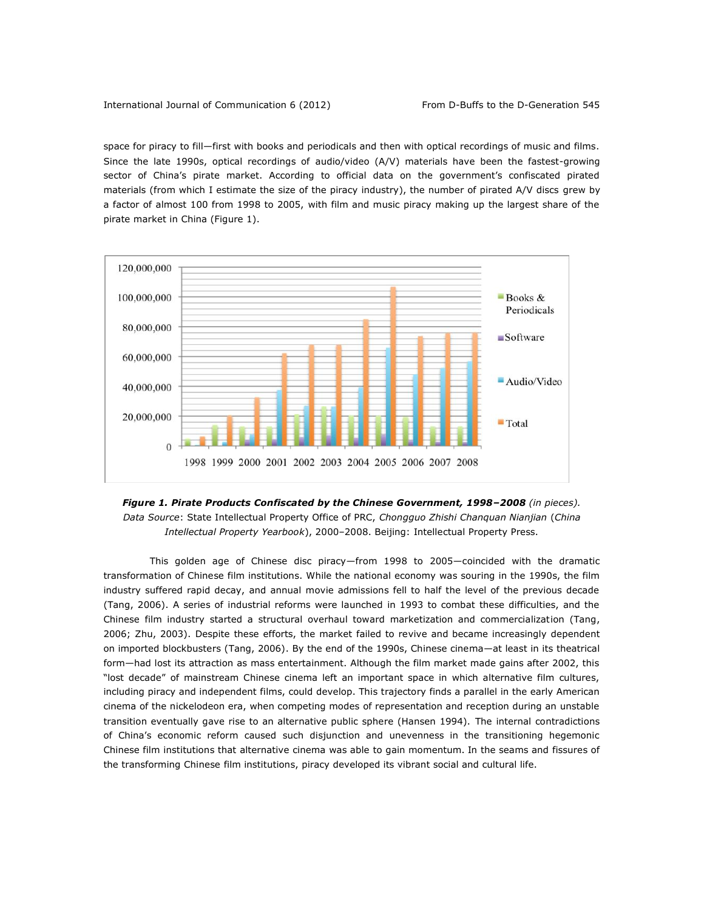space for piracy to fill—first with books and periodicals and then with optical recordings of music and films. Since the late 1990s, optical recordings of audio/video (A/V) materials have been the fastest-growing sector of China's pirate market. According to official data on the government's confiscated pirated materials (from which I estimate the size of the piracy industry), the number of pirated A/V discs grew by a factor of almost 100 from 1998 to 2005, with film and music piracy making up the largest share of the pirate market in China (Figure 1).

***Figure 1. Pirate Products Confiscated by the Chinese Government, 1998–2008*** *(in pieces).* *Data Source*: State Intellectual Property Office of PRC, *Chongguo Zhishi Chanquan Nianjian* (*China Intellectual Property Yearbook*), 2000–2008. Beijing: Intellectual Property Press.

This golden age of Chinese disc piracy—from 1998 to 2005—coincided with the dramatic transformation of Chinese film institutions. While the national economy was souring in the 1990s, the film industry suffered rapid decay, and annual movie admissions fell to half the level of the previous decade (Tang, 2006). A series of industrial reforms were launched in 1993 to combat these difficulties, and the Chinese film industry started a structural overhaul toward marketization and commercialization (Tang, 2006; Zhu, 2003). Despite these efforts, the market failed to revive and became increasingly dependent on imported blockbusters (Tang, 2006). By the end of the 1990s, Chinese cinema—at least in its theatrical form—had lost its attraction as mass entertainment. Although the film market made gains after 2002, this "lost decade" of mainstream Chinese cinema left an important space in which alternative film cultures, including piracy and independent films, could develop. This trajectory finds a parallel in the early American cinema of the nickelodeon era, when competing modes of representation and reception during an unstable transition eventually gave rise to an alternative public sphere (Hansen 1994). The internal contradictions of China's economic reform caused such disjunction and unevenness in the transitioning hegemonic Chinese film institutions that alternative cinema was able to gain momentum. In the seams and fissures of the transforming Chinese film institutions, piracy developed its vibrant social and cultural life.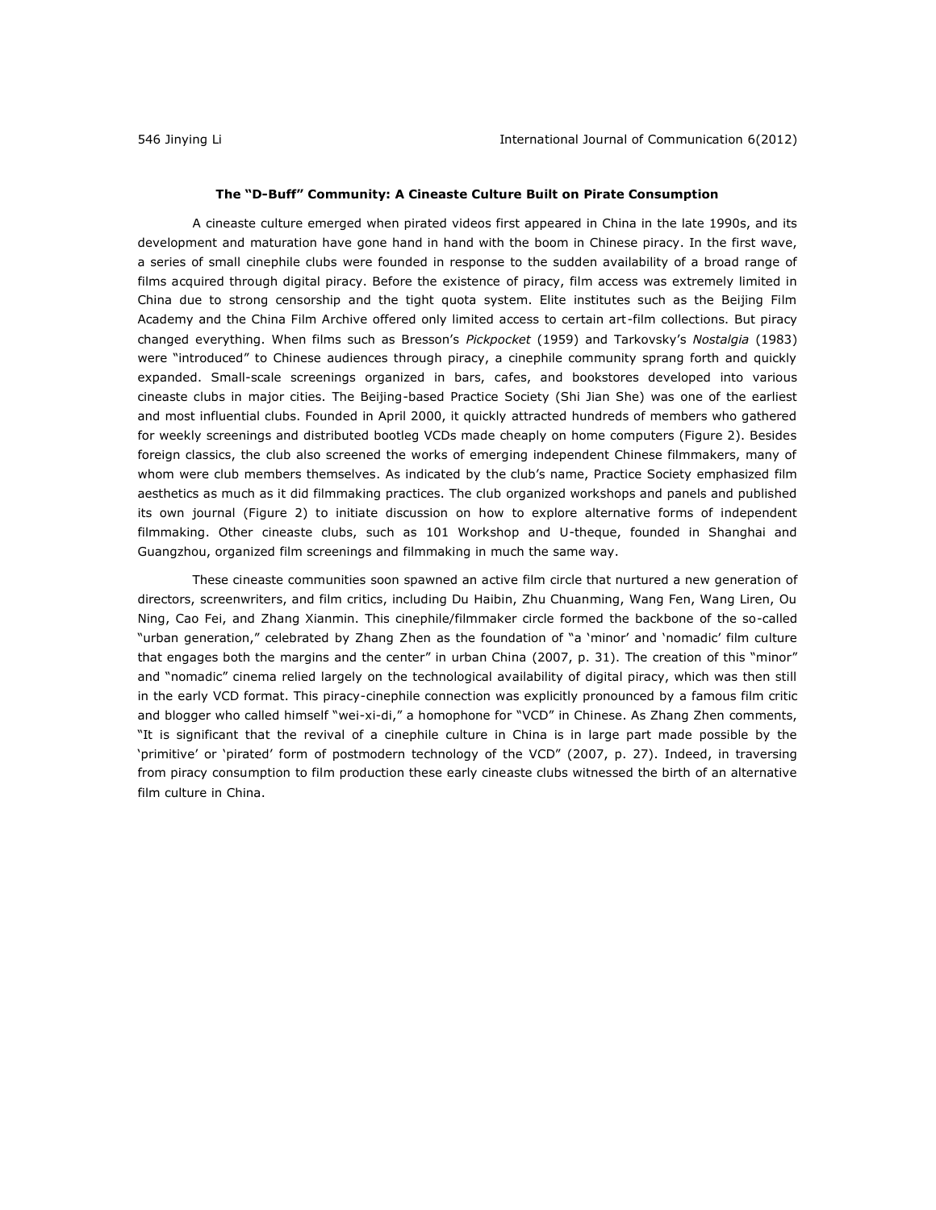### The "D-Buff" Community: A Cineaste Culture Built on Pirate Consumption

A cineaste culture emerged when pirated videos first appeared in China in the late 1990s, and its development and maturation have gone hand in hand with the boom in Chinese piracy. In the first wave, a series of small cinephile clubs were founded in response to the sudden availability of a broad range of films acquired through digital piracy. Before the existence of piracy, film access was extremely limited in China due to strong censorship and the tight quota system. Elite institutes such as the Beijing Film Academy and the China Film Archive offered only limited access to certain art-film collections. But piracy changed everything. When films such as Bresson's *Pickpocket* (1959) and Tarkovsky's *Nostalgia* (1983) were "introduced" to Chinese audiences through piracy, a cinephile community sprang forth and quickly expanded. Small-scale screenings organized in bars, cafes, and bookstores developed into various cineaste clubs in major cities. The Beijing-based Practice Society (Shi Jian She) was one of the earliest and most influential clubs. Founded in April 2000, it quickly attracted hundreds of members who gathered for weekly screenings and distributed bootleg VCDs made cheaply on home computers (Figure 2). Besides foreign classics, the club also screened the works of emerging independent Chinese filmmakers, many of whom were club members themselves. As indicated by the club's name, Practice Society emphasized film aesthetics as much as it did filmmaking practices. The club organized workshops and panels and published its own journal (Figure 2) to initiate discussion on how to explore alternative forms of independent filmmaking. Other cineaste clubs, such as 101 Workshop and U-theque, founded in Shanghai and Guangzhou, organized film screenings and filmmaking in much the same way.

These cineaste communities soon spawned an active film circle that nurtured a new generation of directors, screenwriters, and film critics, including Du Haibin, Zhu Chuanming, Wang Fen, Wang Liren, Ou Ning, Cao Fei, and Zhang Xianmin. This cinephile/filmmaker circle formed the backbone of the so-called "urban generation," celebrated by Zhang Zhen as the foundation of "a 'minor' and 'nomadic' film culture that engages both the margins and the center" in urban China (2007, p. 31). The creation of this "minor" and "nomadic" cinema relied largely on the technological availability of digital piracy, which was then still in the early VCD format. This piracy-cinephile connection was explicitly pronounced by a famous film critic and blogger who called himself "wei-xi-di," a homophone for "VCD" in Chinese. As Zhang Zhen comments, "It is significant that the revival of a cinephile culture in China is in large part made possible by the 'primitive' or 'pirated' form of postmodern technology of the VCD" (2007, p. 27). Indeed, in traversing from piracy consumption to film production these early cineaste clubs witnessed the birth of an alternative film culture in China.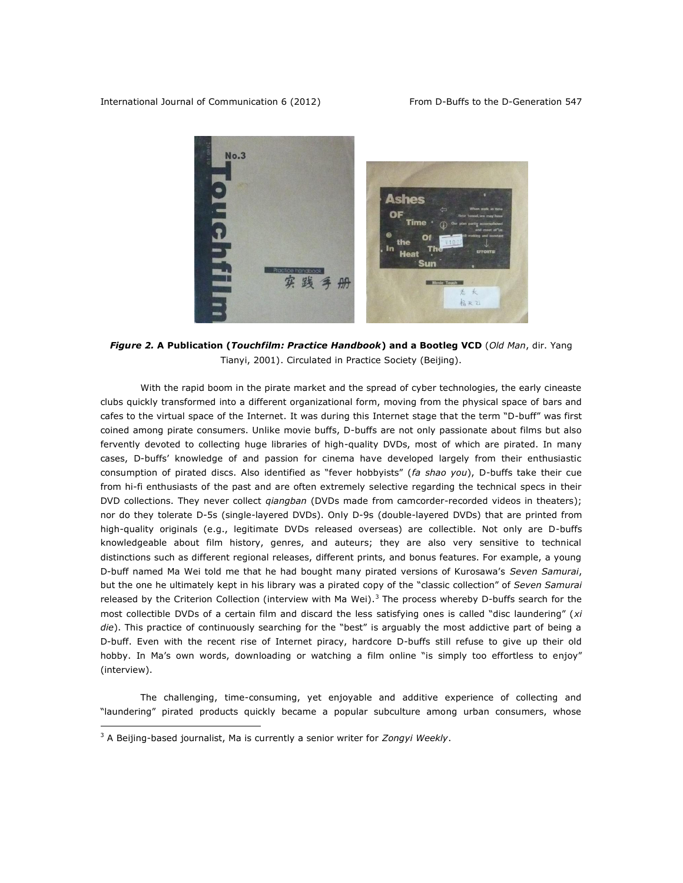*Figure 2.* **A Publication (*Touchfilm: Practice Handbook*) and a Bootleg VCD** (*Old Man*, dir. Yang Tianyi, 2001). Circulated in Practice Society (Beijing).

With the rapid boom in the pirate market and the spread of cyber technologies, the early cineaste clubs quickly transformed into a different organizational form, moving from the physical space of bars and cafes to the virtual space of the Internet. It was during this Internet stage that the term "D-buff" was first coined among pirate consumers. Unlike movie buffs, D-buffs are not only passionate about films but also fervently devoted to collecting huge libraries of high-quality DVDs, most of which are pirated. In many cases, D-buffs' knowledge of and passion for cinema have developed largely from their enthusiastic consumption of pirated discs. Also identified as "fever hobbyists" (*fa shao you*), D-buffs take their cue from hi-fi enthusiasts of the past and are often extremely selective regarding the technical specs in their DVD collections. They never collect *qiangban* (DVDs made from camcorder-recorded videos in theaters); nor do they tolerate D-5s (single-layered DVDs). Only D-9s (double-layered DVDs) that are printed from high-quality originals (e.g., legitimate DVDs released overseas) are collectible. Not only are D-buffs knowledgeable about film history, genres, and auteurs; they are also very sensitive to technical distinctions such as different regional releases, different prints, and bonus features. For example, a young D-buff named Ma Wei told me that he had bought many pirated versions of Kurosawa's *Seven Samurai*, but the one he ultimately kept in his library was a pirated copy of the "classic collection" of *Seven Samurai* released by the Criterion Collection (interview with Ma Wei).[3] The process whereby D-buffs search for the most collectible DVDs of a certain film and discard the less satisfying ones is called "disc laundering" (*xi die*). This practice of continuously searching for the "best" is arguably the most addictive part of being a D-buff. Even with the recent rise of Internet piracy, hardcore D-buffs still refuse to give up their old hobby. In Ma's own words, downloading or watching a film online "is simply too effortless to enjoy" (interview).

The challenging, time-consuming, yet enjoyable and additive experience of collecting and "laundering" pirated products quickly became a popular subculture among urban consumers, whose

[3] A Beijing-based journalist, Ma is currently a senior writer for *Zongyi Weekly*.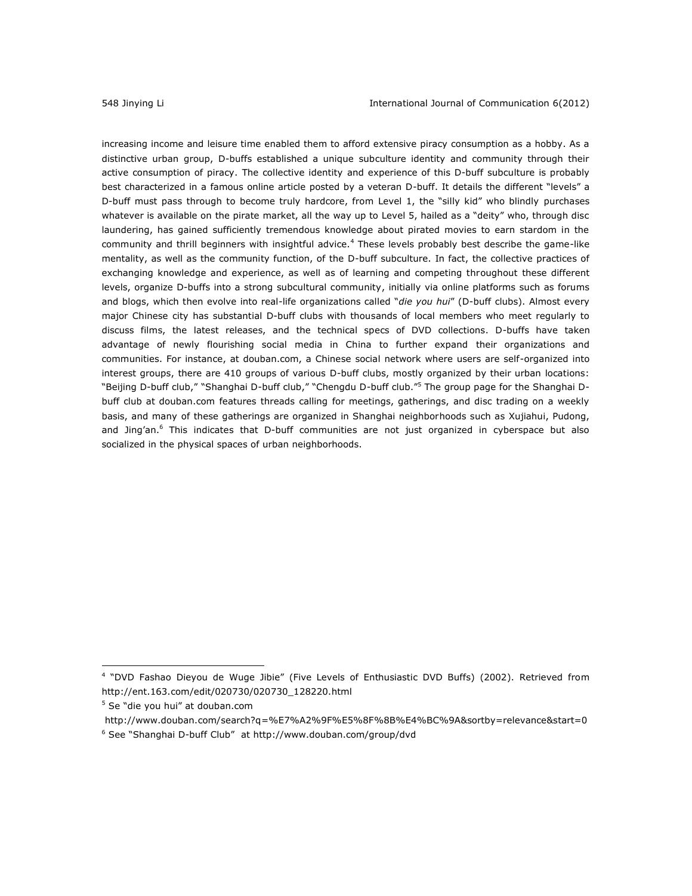increasing income and leisure time enabled them to afford extensive piracy consumption as a hobby. As a distinctive urban group, D-buffs established a unique subculture identity and community through their active consumption of piracy. The collective identity and experience of this D-buff subculture is probably best characterized in a famous online article posted by a veteran D-buff. It details the different "levels" a D-buff must pass through to become truly hardcore, from Level 1, the "silly kid" who blindly purchases whatever is available on the pirate market, all the way up to Level 5, hailed as a "deity" who, through disc laundering, has gained sufficiently tremendous knowledge about pirated movies to earn stardom in the community and thrill beginners with insightful advice.[4] These levels probably best describe the game-like mentality, as well as the community function, of the D-buff subculture. In fact, the collective practices of exchanging knowledge and experience, as well as of learning and competing throughout these different levels, organize D-buffs into a strong subcultural community, initially via online platforms such as forums and blogs, which then evolve into real-life organizations called "*die you hui*" (D-buff clubs). Almost every major Chinese city has substantial D-buff clubs with thousands of local members who meet regularly to discuss films, the latest releases, and the technical specs of DVD collections. D-buffs have taken advantage of newly flourishing social media in China to further expand their organizations and communities. For instance, at douban.com, a Chinese social network where users are self-organized into interest groups, there are 410 groups of various D-buff clubs, mostly organized by their urban locations: "Beijing D-buff club," "Shanghai D-buff club," "Chengdu D-buff club."[5] The group page for the Shanghai D-buff club at douban.com features threads calling for meetings, gatherings, and disc trading on a weekly basis, and many of these gatherings are organized in Shanghai neighborhoods such as Xujiahui, Pudong, and Jing'an.[6] This indicates that D-buff communities are not just organized in cyberspace but also socialized in the physical spaces of urban neighborhoods.

---

[4] "DVD Fashao Dieyou de Wuge Jibie" (Five Levels of Enthusiastic DVD Buffs) (2002). Retrieved from http://ent.163.com/edit/020730/020730_128220.html

[5] Se "die you hui" at douban.com http://www.douban.com/search?q=%E7%A2%9F%E5%8F%8B%E4%BC%9A&sortby=relevance&start=0

[6] See "Shanghai D-buff Club" at http://www.douban.com/group/dvd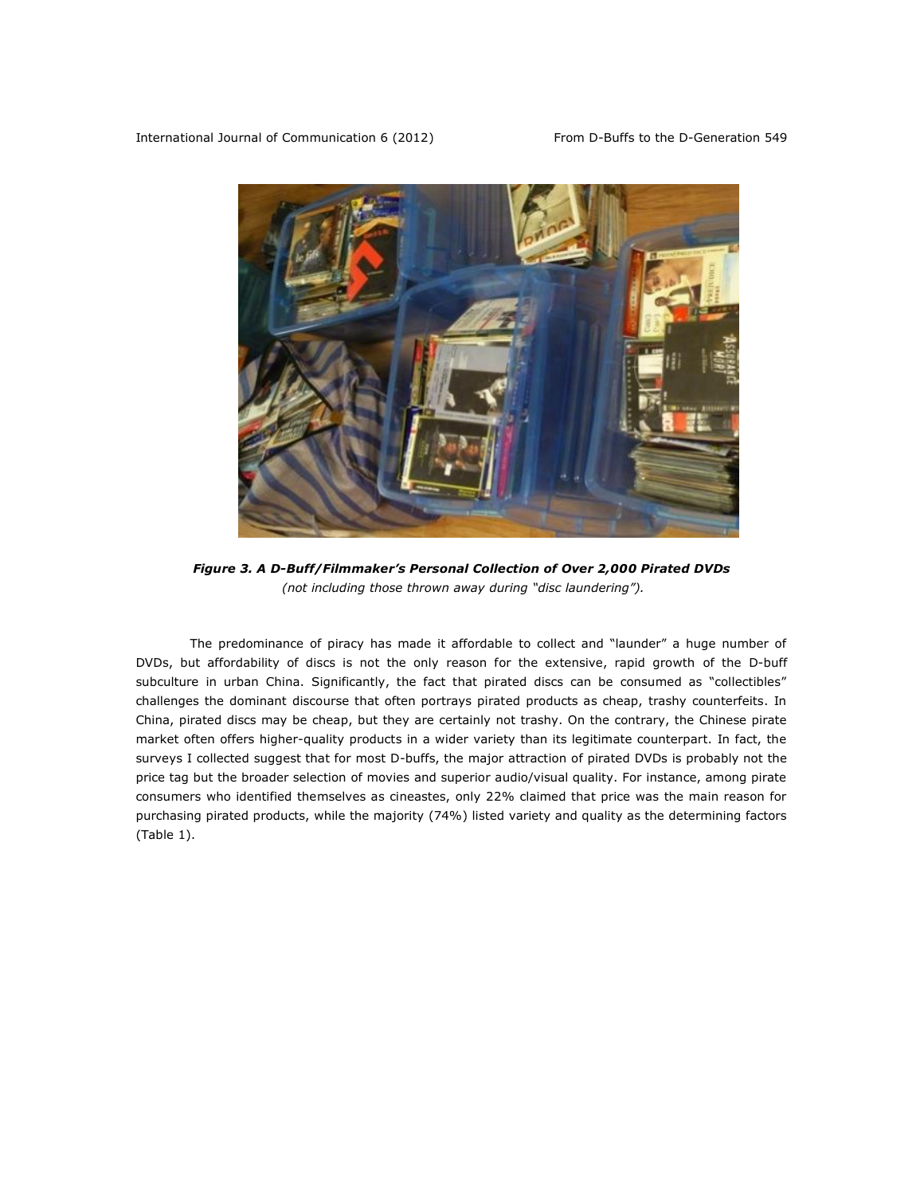***Figure 3. A D-Buff/Filmmaker's Personal Collection of Over 2,000 Pirated DVDs***
*(not including those thrown away during "disc laundering").*

The predominance of piracy has made it affordable to collect and "launder" a huge number of DVDs, but affordability of discs is not the only reason for the extensive, rapid growth of the D-buff subculture in urban China. Significantly, the fact that pirated discs can be consumed as "collectibles" challenges the dominant discourse that often portrays pirated products as cheap, trashy counterfeits. In China, pirated discs may be cheap, but they are certainly not trashy. On the contrary, the Chinese pirate market often offers higher-quality products in a wider variety than its legitimate counterpart. In fact, the surveys I collected suggest that for most D-buffs, the major attraction of pirated DVDs is probably not the price tag but the broader selection of movies and superior audio/visual quality. For instance, among pirate consumers who identified themselves as cineastes, only 22% claimed that price was the main reason for purchasing pirated products, while the majority (74%) listed variety and quality as the determining factors (Table 1).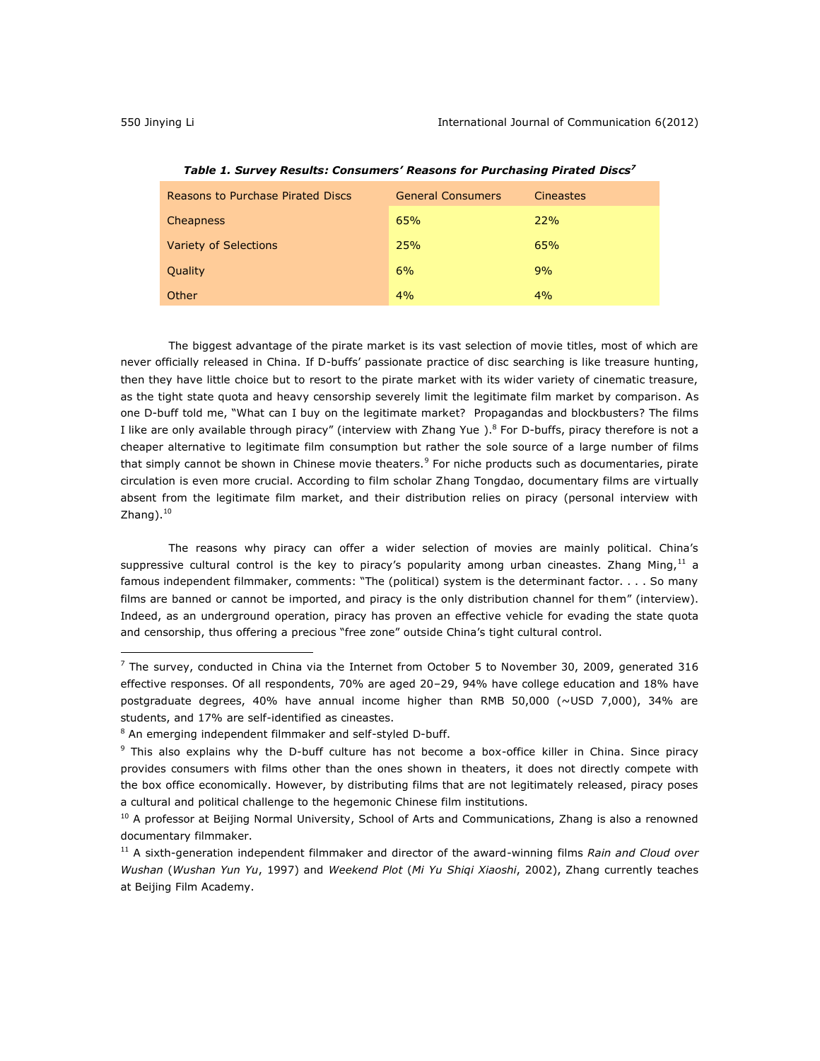***Table 1. Survey Results: Consumers' Reasons for Purchasing Pirated Discs*[7]**

| Reasons to Purchase Pirated Discs | General Consumers | Cineastes |
|---|---|---|
| Cheapness | 65% | 22% |
| Variety of Selections | 25% | 65% |
| Quality | 6% | 9% |
| Other | 4% | 4% |

The biggest advantage of the pirate market is its vast selection of movie titles, most of which are never officially released in China. If D-buffs' passionate practice of disc searching is like treasure hunting, then they have little choice but to resort to the pirate market with its wider variety of cinematic treasure, as the tight state quota and heavy censorship severely limit the legitimate film market by comparison. As one D-buff told me, "What can I buy on the legitimate market? Propagandas and blockbusters? The films I like are only available through piracy" (interview with Zhang Yue ).[8] For D-buffs, piracy therefore is not a cheaper alternative to legitimate film consumption but rather the sole source of a large number of films that simply cannot be shown in Chinese movie theaters.[9] For niche products such as documentaries, pirate circulation is even more crucial. According to film scholar Zhang Tongdao, documentary films are virtually absent from the legitimate film market, and their distribution relies on piracy (personal interview with Zhang).[10]

The reasons why piracy can offer a wider selection of movies are mainly political. China's suppressive cultural control is the key to piracy's popularity among urban cineastes. Zhang Ming,[11] a famous independent filmmaker, comments: "The (political) system is the determinant factor. . . . So many films are banned or cannot be imported, and piracy is the only distribution channel for them" (interview). Indeed, as an underground operation, piracy has proven an effective vehicle for evading the state quota and censorship, thus offering a precious "free zone" outside China's tight cultural control.

---

[7] The survey, conducted in China via the Internet from October 5 to November 30, 2009, generated 316 effective responses. Of all respondents, 70% are aged 20–29, 94% have college education and 18% have postgraduate degrees, 40% have annual income higher than RMB 50,000 (~USD 7,000), 34% are students, and 17% are self-identified as cineastes.

[8] An emerging independent filmmaker and self-styled D-buff.

[9] This also explains why the D-buff culture has not become a box-office killer in China. Since piracy provides consumers with films other than the ones shown in theaters, it does not directly compete with the box office economically. However, by distributing films that are not legitimately released, piracy poses a cultural and political challenge to the hegemonic Chinese film institutions.

[10] A professor at Beijing Normal University, School of Arts and Communications, Zhang is also a renowned documentary filmmaker.

[11] A sixth-generation independent filmmaker and director of the award-winning films *Rain and Cloud over Wushan* (*Wushan Yun Yu*, 1997) and *Weekend Plot* (*Mi Yu Shiqi Xiaoshi*, 2002), Zhang currently teaches at Beijing Film Academy.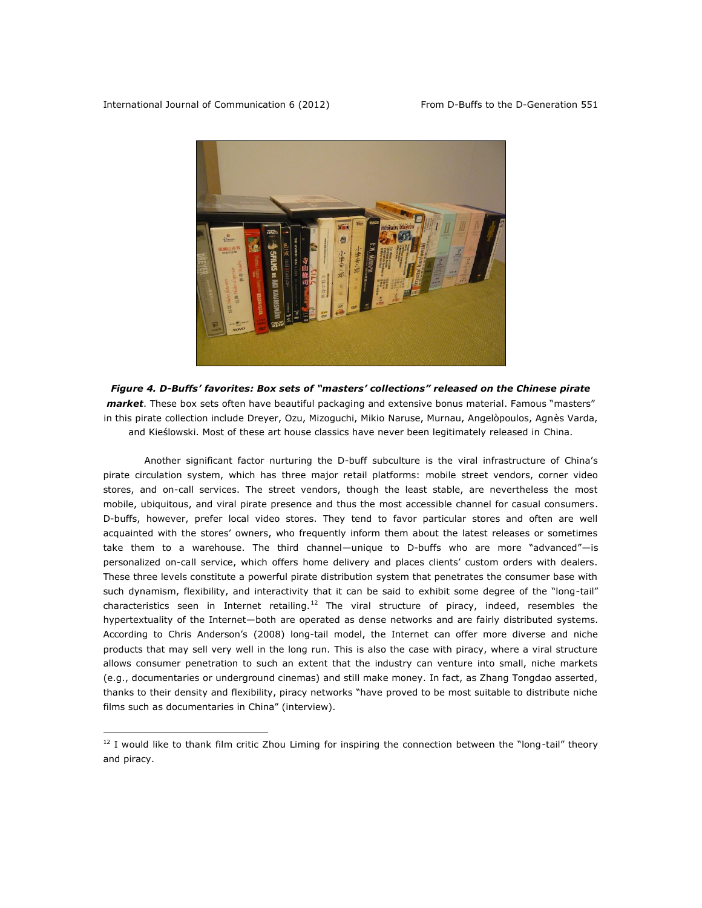***Figure 4. D-Buffs' favorites: Box sets of "masters' collections" released on the Chinese pirate market***. These box sets often have beautiful packaging and extensive bonus material. Famous "masters" in this pirate collection include Dreyer, Ozu, Mizoguchi, Mikio Naruse, Murnau, Angelòpoulos, Agnès Varda, and Kieślowski. Most of these art house classics have never been legitimately released in China.

Another significant factor nurturing the D-buff subculture is the viral infrastructure of China's pirate circulation system, which has three major retail platforms: mobile street vendors, corner video stores, and on-call services. The street vendors, though the least stable, are nevertheless the most mobile, ubiquitous, and viral pirate presence and thus the most accessible channel for casual consumers. D-buffs, however, prefer local video stores. They tend to favor particular stores and often are well acquainted with the stores' owners, who frequently inform them about the latest releases or sometimes take them to a warehouse. The third channel—unique to D-buffs who are more "advanced"—is personalized on-call service, which offers home delivery and places clients' custom orders with dealers. These three levels constitute a powerful pirate distribution system that penetrates the consumer base with such dynamism, flexibility, and interactivity that it can be said to exhibit some degree of the "long-tail" characteristics seen in Internet retailing.[12] The viral structure of piracy, indeed, resembles the hypertextuality of the Internet—both are operated as dense networks and are fairly distributed systems. According to Chris Anderson's (2008) long-tail model, the Internet can offer more diverse and niche products that may sell very well in the long run. This is also the case with piracy, where a viral structure allows consumer penetration to such an extent that the industry can venture into small, niche markets (e.g., documentaries or underground cinemas) and still make money. In fact, as Zhang Tongdao asserted, thanks to their density and flexibility, piracy networks "have proved to be most suitable to distribute niche films such as documentaries in China" (interview).

[12] I would like to thank film critic Zhou Liming for inspiring the connection between the "long-tail" theory and piracy.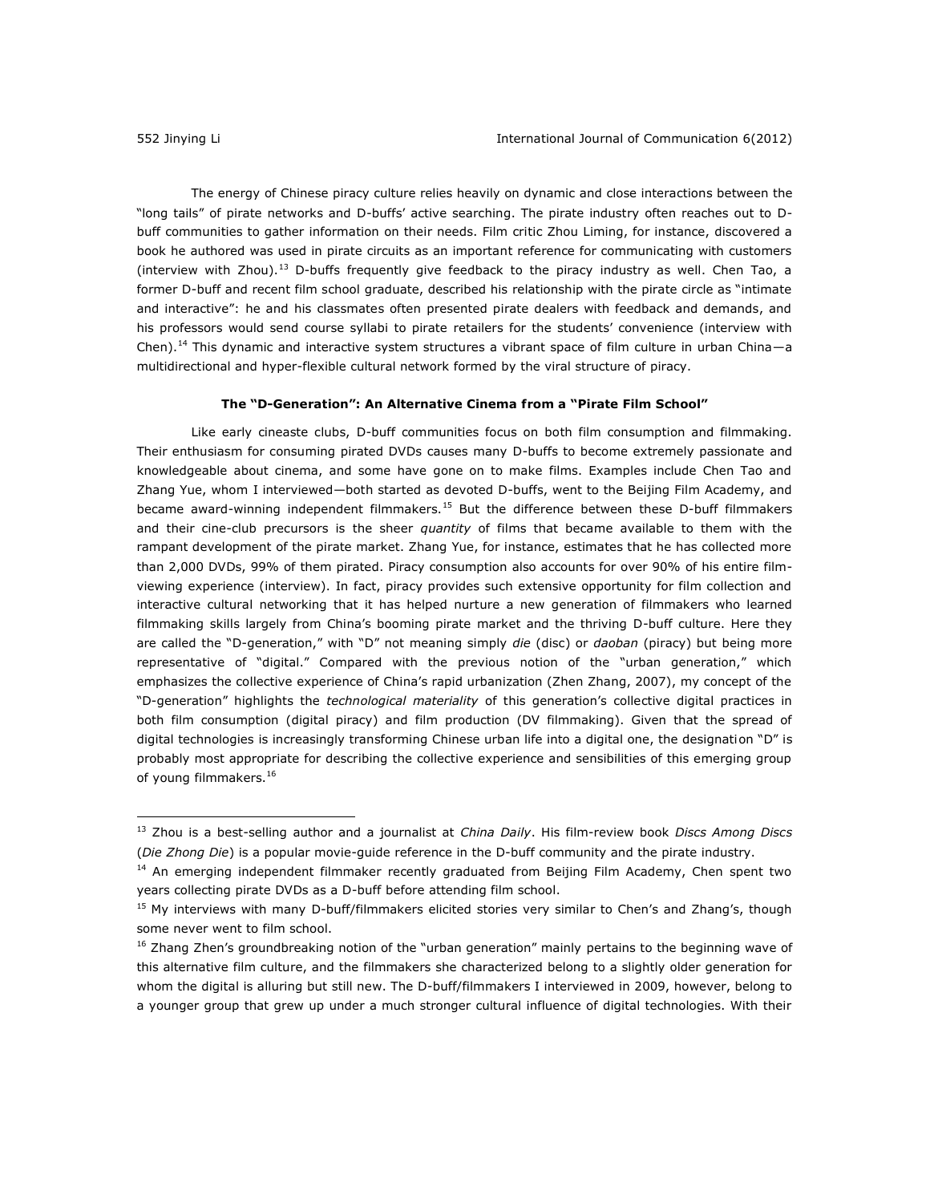The energy of Chinese piracy culture relies heavily on dynamic and close interactions between the "long tails" of pirate networks and D-buffs' active searching. The pirate industry often reaches out to D-buff communities to gather information on their needs. Film critic Zhou Liming, for instance, discovered a book he authored was used in pirate circuits as an important reference for communicating with customers (interview with Zhou).[13] D-buffs frequently give feedback to the piracy industry as well. Chen Tao, a former D-buff and recent film school graduate, described his relationship with the pirate circle as "intimate and interactive": he and his classmates often presented pirate dealers with feedback and demands, and his professors would send course syllabi to pirate retailers for the students' convenience (interview with Chen).[14] This dynamic and interactive system structures a vibrant space of film culture in urban China—a multidirectional and hyper-flexible cultural network formed by the viral structure of piracy.

**The "D-Generation": An Alternative Cinema from a "Pirate Film School"**

Like early cineaste clubs, D-buff communities focus on both film consumption and filmmaking. Their enthusiasm for consuming pirated DVDs causes many D-buffs to become extremely passionate and knowledgeable about cinema, and some have gone on to make films. Examples include Chen Tao and Zhang Yue, whom I interviewed—both started as devoted D-buffs, went to the Beijing Film Academy, and became award-winning independent filmmakers.[15] But the difference between these D-buff filmmakers and their cine-club precursors is the sheer *quantity* of films that became available to them with the rampant development of the pirate market. Zhang Yue, for instance, estimates that he has collected more than 2,000 DVDs, 99% of them pirated. Piracy consumption also accounts for over 90% of his entire film-viewing experience (interview). In fact, piracy provides such extensive opportunity for film collection and interactive cultural networking that it has helped nurture a new generation of filmmakers who learned filmmaking skills largely from China's booming pirate market and the thriving D-buff culture. Here they are called the "D-generation," with "D" not meaning simply *die* (disc) or *daoban* (piracy) but being more representative of "digital." Compared with the previous notion of the "urban generation," which emphasizes the collective experience of China's rapid urbanization (Zhen Zhang, 2007), my concept of the "D-generation" highlights the *technological materiality* of this generation's collective digital practices in both film consumption (digital piracy) and film production (DV filmmaking). Given that the spread of digital technologies is increasingly transforming Chinese urban life into a digital one, the designation "D" is probably most appropriate for describing the collective experience and sensibilities of this emerging group of young filmmakers.[16]

---

[13] Zhou is a best-selling author and a journalist at *China Daily*. His film-review book *Discs Among Discs* (*Die Zhong Die*) is a popular movie-guide reference in the D-buff community and the pirate industry.

[14] An emerging independent filmmaker recently graduated from Beijing Film Academy, Chen spent two years collecting pirate DVDs as a D-buff before attending film school.

[15] My interviews with many D-buff/filmmakers elicited stories very similar to Chen's and Zhang's, though some never went to film school.

[16] Zhang Zhen's groundbreaking notion of the "urban generation" mainly pertains to the beginning wave of this alternative film culture, and the filmmakers she characterized belong to a slightly older generation for whom the digital is alluring but still new. The D-buff/filmmakers I interviewed in 2009, however, belong to a younger group that grew up under a much stronger cultural influence of digital technologies. With their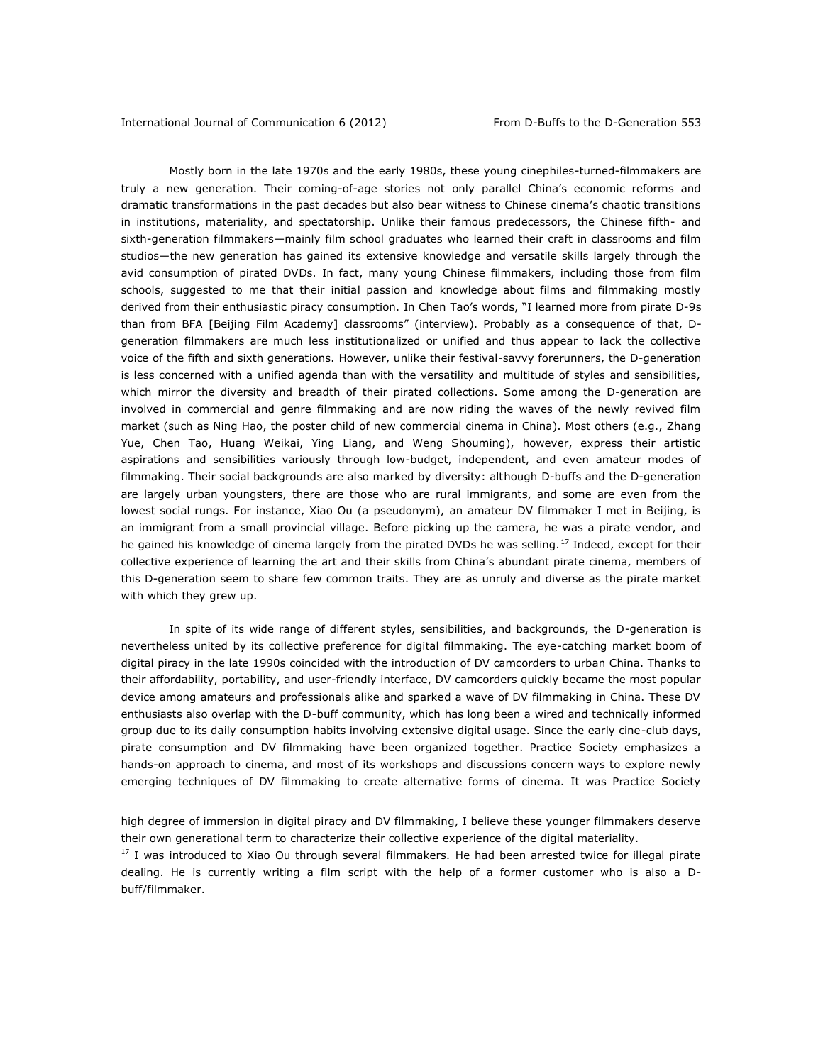Mostly born in the late 1970s and the early 1980s, these young cinephiles-turned-filmmakers are truly a new generation. Their coming-of-age stories not only parallel China's economic reforms and dramatic transformations in the past decades but also bear witness to Chinese cinema's chaotic transitions in institutions, materiality, and spectatorship. Unlike their famous predecessors, the Chinese fifth- and sixth-generation filmmakers—mainly film school graduates who learned their craft in classrooms and film studios—the new generation has gained its extensive knowledge and versatile skills largely through the avid consumption of pirated DVDs. In fact, many young Chinese filmmakers, including those from film schools, suggested to me that their initial passion and knowledge about films and filmmaking mostly derived from their enthusiastic piracy consumption. In Chen Tao's words, "I learned more from pirate D-9s than from BFA [Beijing Film Academy] classrooms" (interview). Probably as a consequence of that, D-generation filmmakers are much less institutionalized or unified and thus appear to lack the collective voice of the fifth and sixth generations. However, unlike their festival-savvy forerunners, the D-generation is less concerned with a unified agenda than with the versatility and multitude of styles and sensibilities, which mirror the diversity and breadth of their pirated collections. Some among the D-generation are involved in commercial and genre filmmaking and are now riding the waves of the newly revived film market (such as Ning Hao, the poster child of new commercial cinema in China). Most others (e.g., Zhang Yue, Chen Tao, Huang Weikai, Ying Liang, and Weng Shouming), however, express their artistic aspirations and sensibilities variously through low-budget, independent, and even amateur modes of filmmaking. Their social backgrounds are also marked by diversity: although D-buffs and the D-generation are largely urban youngsters, there are those who are rural immigrants, and some are even from the lowest social rungs. For instance, Xiao Ou (a pseudonym), an amateur DV filmmaker I met in Beijing, is an immigrant from a small provincial village. Before picking up the camera, he was a pirate vendor, and he gained his knowledge of cinema largely from the pirated DVDs he was selling.[17] Indeed, except for their collective experience of learning the art and their skills from China's abundant pirate cinema, members of this D-generation seem to share few common traits. They are as unruly and diverse as the pirate market with which they grew up.

In spite of its wide range of different styles, sensibilities, and backgrounds, the D-generation is nevertheless united by its collective preference for digital filmmaking. The eye-catching market boom of digital piracy in the late 1990s coincided with the introduction of DV camcorders to urban China. Thanks to their affordability, portability, and user-friendly interface, DV camcorders quickly became the most popular device among amateurs and professionals alike and sparked a wave of DV filmmaking in China. These DV enthusiasts also overlap with the D-buff community, which has long been a wired and technically informed group due to its daily consumption habits involving extensive digital usage. Since the early cine-club days, pirate consumption and DV filmmaking have been organized together. Practice Society emphasizes a hands-on approach to cinema, and most of its workshops and discussions concern ways to explore newly emerging techniques of DV filmmaking to create alternative forms of cinema. It was Practice Society

---

high degree of immersion in digital piracy and DV filmmaking, I believe these younger filmmakers deserve their own generational term to characterize their collective experience of the digital materiality.

[17] I was introduced to Xiao Ou through several filmmakers. He had been arrested twice for illegal pirate dealing. He is currently writing a film script with the help of a former customer who is also a D-buff/filmmaker.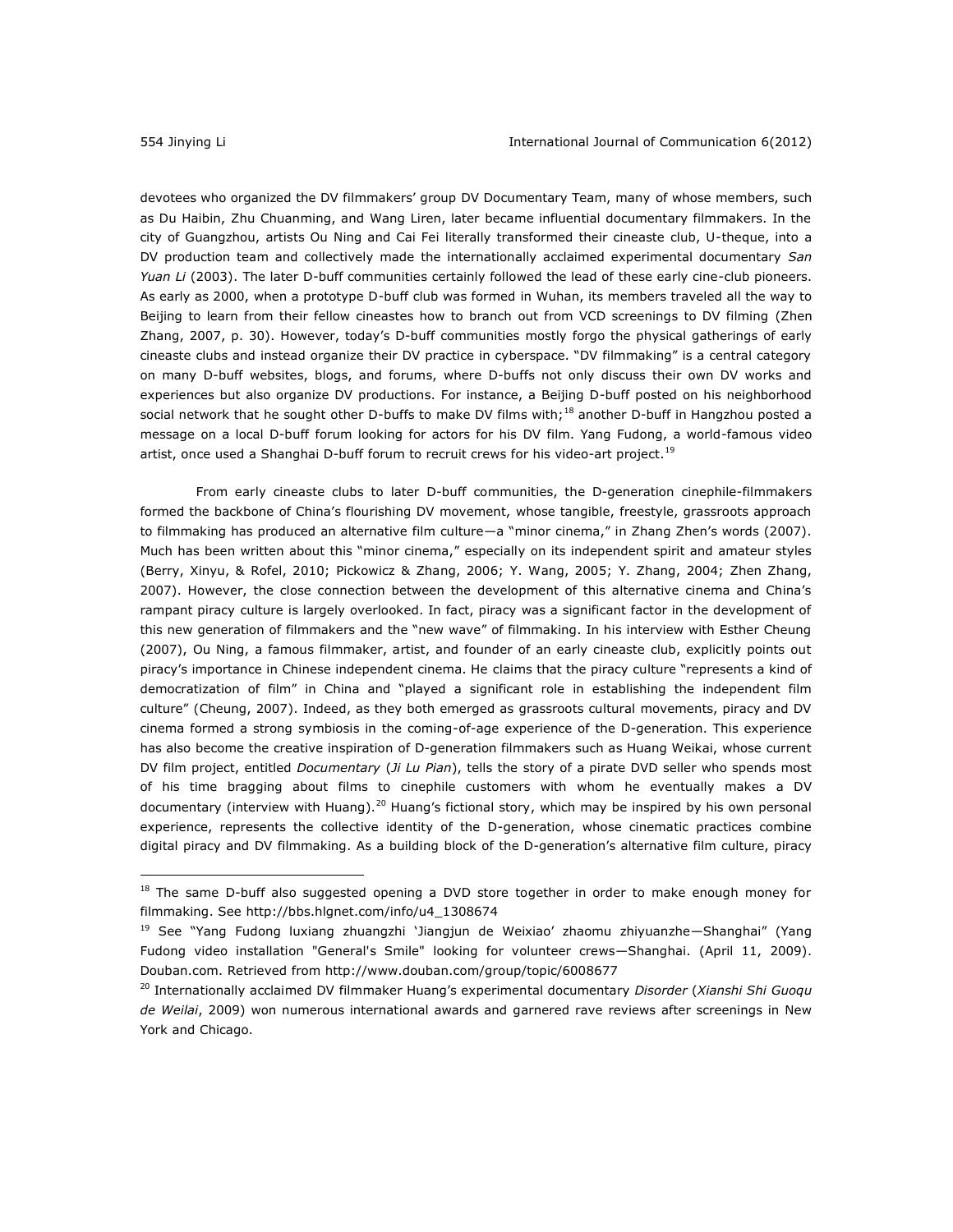devotees who organized the DV filmmakers' group DV Documentary Team, many of whose members, such as Du Haibin, Zhu Chuanming, and Wang Liren, later became influential documentary filmmakers. In the city of Guangzhou, artists Ou Ning and Cai Fei literally transformed their cineaste club, U-theque, into a DV production team and collectively made the internationally acclaimed experimental documentary *San Yuan Li* (2003). The later D-buff communities certainly followed the lead of these early cine-club pioneers. As early as 2000, when a prototype D-buff club was formed in Wuhan, its members traveled all the way to Beijing to learn from their fellow cineastes how to branch out from VCD screenings to DV filming (Zhen Zhang, 2007, p. 30). However, today's D-buff communities mostly forgo the physical gatherings of early cineaste clubs and instead organize their DV practice in cyberspace. "DV filmmaking" is a central category on many D-buff websites, blogs, and forums, where D-buffs not only discuss their own DV works and experiences but also organize DV productions. For instance, a Beijing D-buff posted on his neighborhood social network that he sought other D-buffs to make DV films with;[18] another D-buff in Hangzhou posted a message on a local D-buff forum looking for actors for his DV film. Yang Fudong, a world-famous video artist, once used a Shanghai D-buff forum to recruit crews for his video-art project.[19]

From early cineaste clubs to later D-buff communities, the D-generation cinephile-filmmakers formed the backbone of China's flourishing DV movement, whose tangible, freestyle, grassroots approach to filmmaking has produced an alternative film culture—a "minor cinema," in Zhang Zhen's words (2007). Much has been written about this "minor cinema," especially on its independent spirit and amateur styles (Berry, Xinyu, & Rofel, 2010; Pickowicz & Zhang, 2006; Y. Wang, 2005; Y. Zhang, 2004; Zhen Zhang, 2007). However, the close connection between the development of this alternative cinema and China's rampant piracy culture is largely overlooked. In fact, piracy was a significant factor in the development of this new generation of filmmakers and the "new wave" of filmmaking. In his interview with Esther Cheung (2007), Ou Ning, a famous filmmaker, artist, and founder of an early cineaste club, explicitly points out piracy's importance in Chinese independent cinema. He claims that the piracy culture "represents a kind of democratization of film" in China and "played a significant role in establishing the independent film culture" (Cheung, 2007). Indeed, as they both emerged as grassroots cultural movements, piracy and DV cinema formed a strong symbiosis in the coming-of-age experience of the D-generation. This experience has also become the creative inspiration of D-generation filmmakers such as Huang Weikai, whose current DV film project, entitled *Documentary* (*Ji Lu Pian*), tells the story of a pirate DVD seller who spends most of his time bragging about films to cinephile customers with whom he eventually makes a DV documentary (interview with Huang).[20] Huang's fictional story, which may be inspired by his own personal experience, represents the collective identity of the D-generation, whose cinematic practices combine digital piracy and DV filmmaking. As a building block of the D-generation's alternative film culture, piracy

---

[18] The same D-buff also suggested opening a DVD store together in order to make enough money for filmmaking. See http://bbs.hlgnet.com/info/u4_1308674

[19] See "Yang Fudong luxiang zhuangzhi 'Jiangjun de Weixiao' zhaomu zhiyuanzhe—Shanghai" (Yang Fudong video installation "General's Smile" looking for volunteer crews—Shanghai. (April 11, 2009). Douban.com. Retrieved from http://www.douban.com/group/topic/6008677

[20] Internationally acclaimed DV filmmaker Huang's experimental documentary *Disorder* (*Xianshi Shi Guoqu de Weilai*, 2009) won numerous international awards and garnered rave reviews after screenings in New York and Chicago.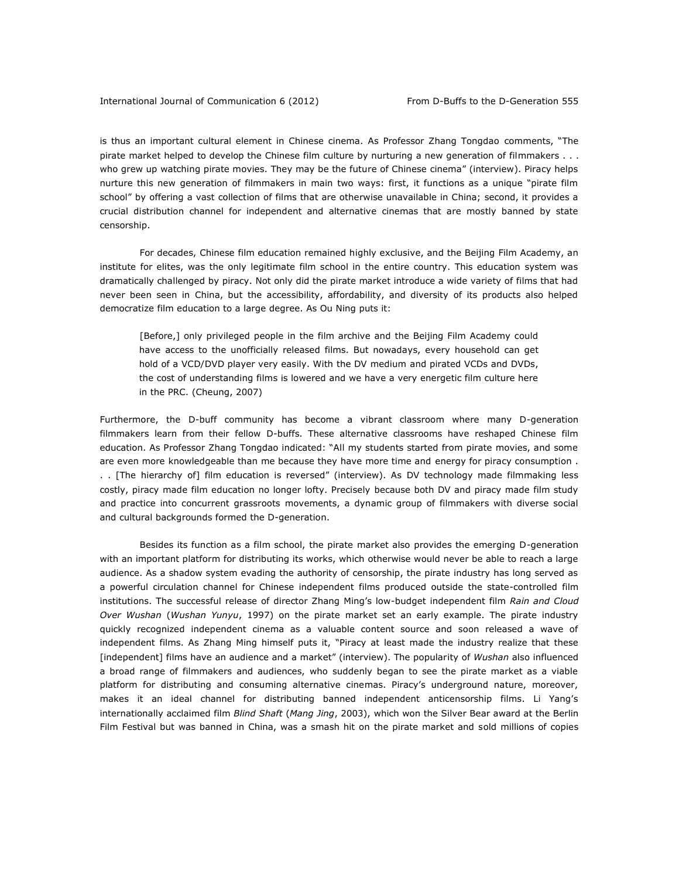is thus an important cultural element in Chinese cinema. As Professor Zhang Tongdao comments, "The pirate market helped to develop the Chinese film culture by nurturing a new generation of filmmakers . . . who grew up watching pirate movies. They may be the future of Chinese cinema" (interview). Piracy helps nurture this new generation of filmmakers in main two ways: first, it functions as a unique "pirate film school" by offering a vast collection of films that are otherwise unavailable in China; second, it provides a crucial distribution channel for independent and alternative cinemas that are mostly banned by state censorship.

For decades, Chinese film education remained highly exclusive, and the Beijing Film Academy, an institute for elites, was the only legitimate film school in the entire country. This education system was dramatically challenged by piracy. Not only did the pirate market introduce a wide variety of films that had never been seen in China, but the accessibility, affordability, and diversity of its products also helped democratize film education to a large degree. As Ou Ning puts it:

> [Before,] only privileged people in the film archive and the Beijing Film Academy could have access to the unofficially released films. But nowadays, every household can get hold of a VCD/DVD player very easily. With the DV medium and pirated VCDs and DVDs, the cost of understanding films is lowered and we have a very energetic film culture here in the PRC. (Cheung, 2007)

Furthermore, the D-buff community has become a vibrant classroom where many D-generation filmmakers learn from their fellow D-buffs. These alternative classrooms have reshaped Chinese film education. As Professor Zhang Tongdao indicated: "All my students started from pirate movies, and some are even more knowledgeable than me because they have more time and energy for piracy consumption . . . [The hierarchy of] film education is reversed" (interview). As DV technology made filmmaking less costly, piracy made film education no longer lofty. Precisely because both DV and piracy made film study and practice into concurrent grassroots movements, a dynamic group of filmmakers with diverse social and cultural backgrounds formed the D-generation.

Besides its function as a film school, the pirate market also provides the emerging D-generation with an important platform for distributing its works, which otherwise would never be able to reach a large audience. As a shadow system evading the authority of censorship, the pirate industry has long served as a powerful circulation channel for Chinese independent films produced outside the state-controlled film institutions. The successful release of director Zhang Ming's low-budget independent film *Rain and Cloud Over Wushan* (*Wushan Yunyu*, 1997) on the pirate market set an early example. The pirate industry quickly recognized independent cinema as a valuable content source and soon released a wave of independent films. As Zhang Ming himself puts it, "Piracy at least made the industry realize that these [independent] films have an audience and a market" (interview). The popularity of *Wushan* also influenced a broad range of filmmakers and audiences, who suddenly began to see the pirate market as a viable platform for distributing and consuming alternative cinemas. Piracy's underground nature, moreover, makes it an ideal channel for distributing banned independent anticensorship films. Li Yang's internationally acclaimed film *Blind Shaft* (*Mang Jing*, 2003), which won the Silver Bear award at the Berlin Film Festival but was banned in China, was a smash hit on the pirate market and sold millions of copies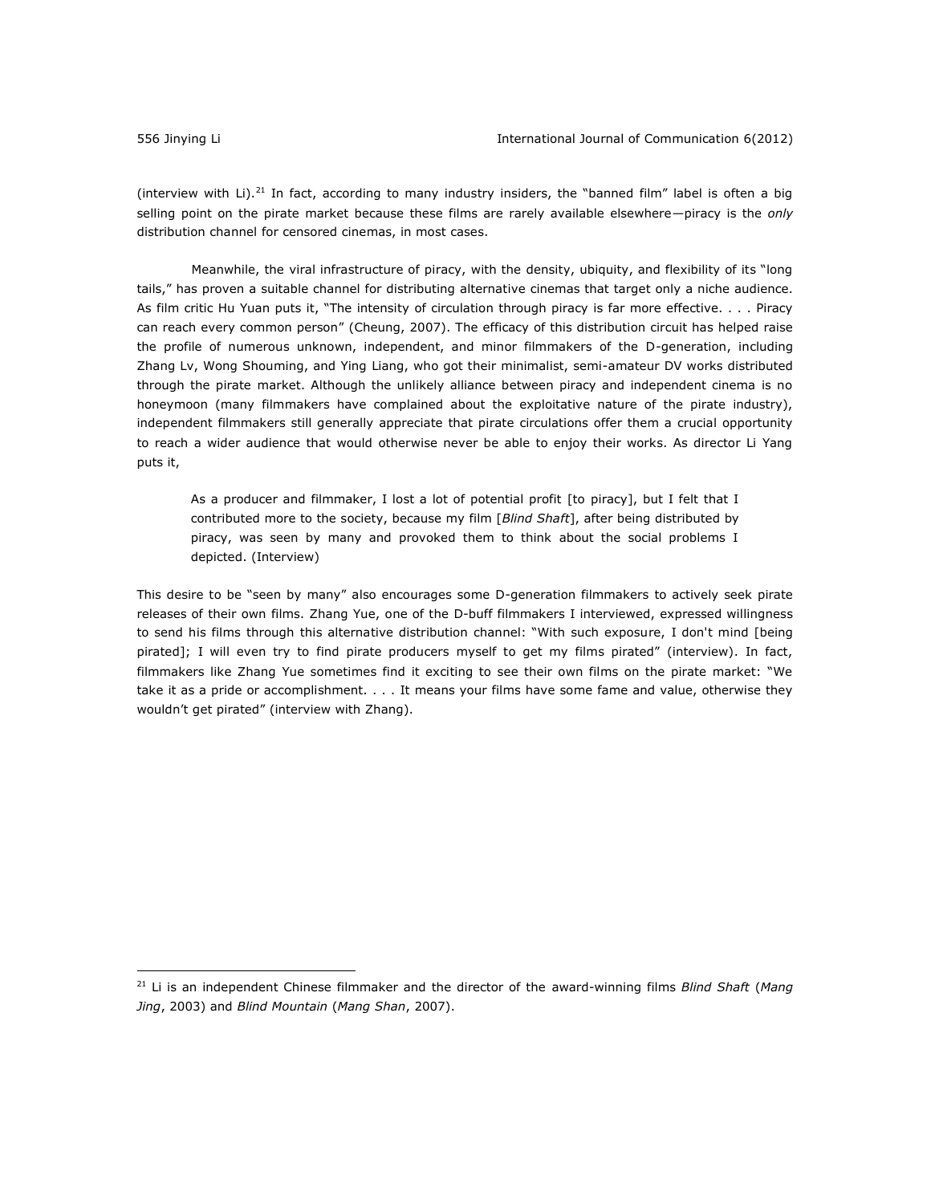(interview with Li).[21] In fact, according to many industry insiders, the "banned film" label is often a big selling point on the pirate market because these films are rarely available elsewhere—piracy is the *only* distribution channel for censored cinemas, in most cases.

Meanwhile, the viral infrastructure of piracy, with the density, ubiquity, and flexibility of its "long tails," has proven a suitable channel for distributing alternative cinemas that target only a niche audience. As film critic Hu Yuan puts it, "The intensity of circulation through piracy is far more effective. . . . Piracy can reach every common person" (Cheung, 2007). The efficacy of this distribution circuit has helped raise the profile of numerous unknown, independent, and minor filmmakers of the D-generation, including Zhang Lv, Wong Shouming, and Ying Liang, who got their minimalist, semi-amateur DV works distributed through the pirate market. Although the unlikely alliance between piracy and independent cinema is no honeymoon (many filmmakers have complained about the exploitative nature of the pirate industry), independent filmmakers still generally appreciate that pirate circulations offer them a crucial opportunity to reach a wider audience that would otherwise never be able to enjoy their works. As director Li Yang puts it,

> As a producer and filmmaker, I lost a lot of potential profit [to piracy], but I felt that I contributed more to the society, because my film [*Blind Shaft*], after being distributed by piracy, was seen by many and provoked them to think about the social problems I depicted. (Interview)

This desire to be "seen by many" also encourages some D-generation filmmakers to actively seek pirate releases of their own films. Zhang Yue, one of the D-buff filmmakers I interviewed, expressed willingness to send his films through this alternative distribution channel: "With such exposure, I don't mind [being pirated]; I will even try to find pirate producers myself to get my films pirated" (interview). In fact, filmmakers like Zhang Yue sometimes find it exciting to see their own films on the pirate market: "We take it as a pride or accomplishment. . . . It means your films have some fame and value, otherwise they wouldn't get pirated" (interview with Zhang).

---

[21] Li is an independent Chinese filmmaker and the director of the award-winning films *Blind Shaft* (*Mang Jing*, 2003) and *Blind Mountain* (*Mang Shan*, 2007).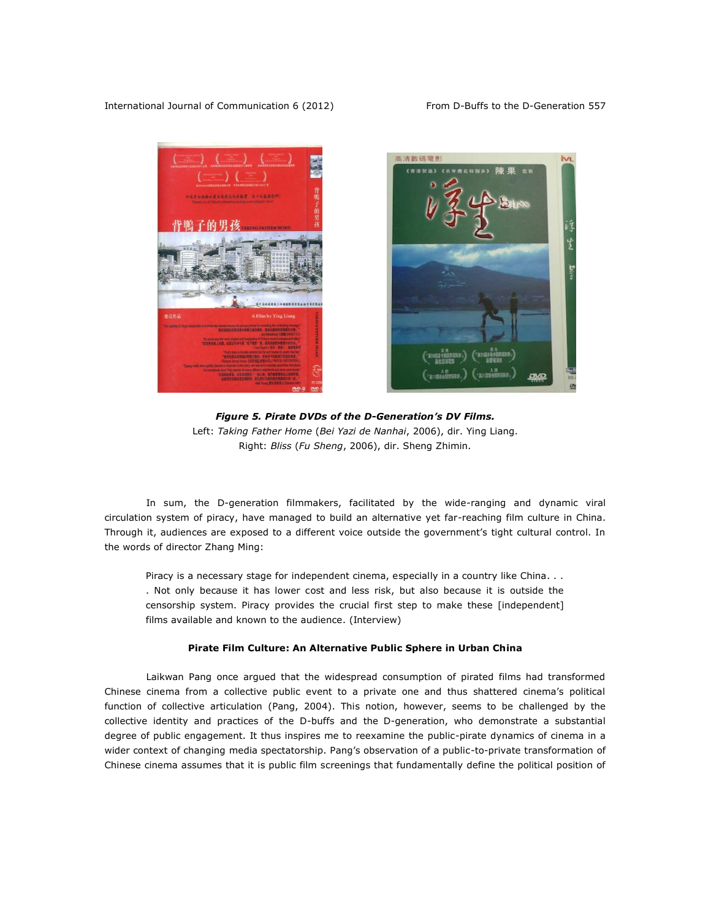***Figure 5. Pirate DVDs of the D-Generation's DV Films.***
Left: *Taking Father Home* (*Bei Yazi de Nanhai*, 2006), dir. Ying Liang.
Right: *Bliss* (*Fu Sheng*, 2006), dir. Sheng Zhimin.

In sum, the D-generation filmmakers, facilitated by the wide-ranging and dynamic viral circulation system of piracy, have managed to build an alternative yet far-reaching film culture in China. Through it, audiences are exposed to a different voice outside the government's tight cultural control. In the words of director Zhang Ming:

> Piracy is a necessary stage for independent cinema, especially in a country like China. . . . Not only because it has lower cost and less risk, but also because it is outside the censorship system. Piracy provides the crucial first step to make these [independent] films available and known to the audience. (Interview)

**Pirate Film Culture: An Alternative Public Sphere in Urban China**

Laikwan Pang once argued that the widespread consumption of pirated films had transformed Chinese cinema from a collective public event to a private one and thus shattered cinema's political function of collective articulation (Pang, 2004). This notion, however, seems to be challenged by the collective identity and practices of the D-buffs and the D-generation, who demonstrate a substantial degree of public engagement. It thus inspires me to reexamine the public-pirate dynamics of cinema in a wider context of changing media spectatorship. Pang's observation of a public-to-private transformation of Chinese cinema assumes that it is public film screenings that fundamentally define the political position of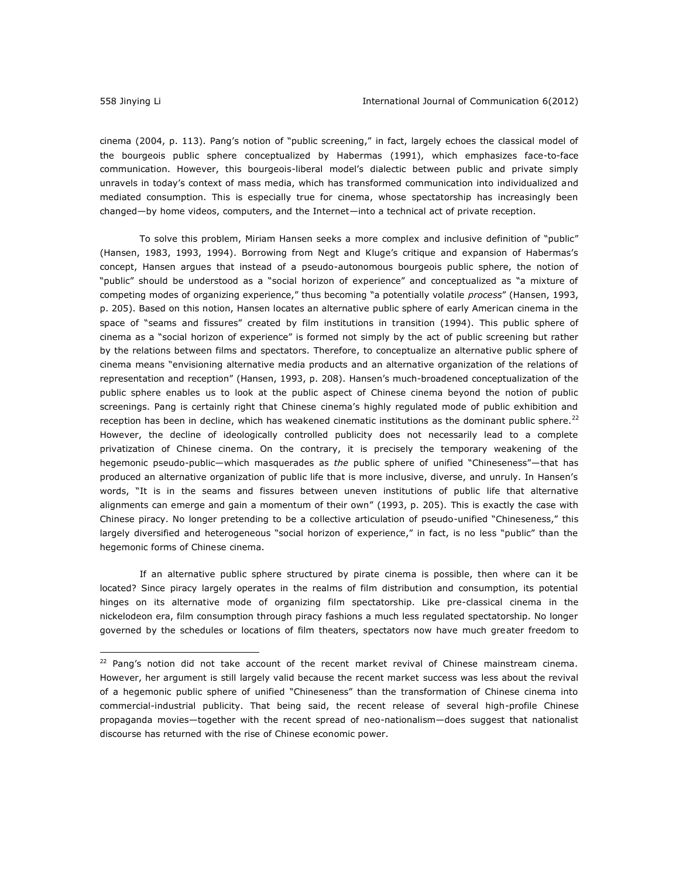cinema (2004, p. 113). Pang's notion of "public screening," in fact, largely echoes the classical model of the bourgeois public sphere conceptualized by Habermas (1991), which emphasizes face-to-face communication. However, this bourgeois-liberal model's dialectic between public and private simply unravels in today's context of mass media, which has transformed communication into individualized and mediated consumption. This is especially true for cinema, whose spectatorship has increasingly been changed—by home videos, computers, and the Internet—into a technical act of private reception.

To solve this problem, Miriam Hansen seeks a more complex and inclusive definition of "public" (Hansen, 1983, 1993, 1994). Borrowing from Negt and Kluge's critique and expansion of Habermas's concept, Hansen argues that instead of a pseudo-autonomous bourgeois public sphere, the notion of "public" should be understood as a "social horizon of experience" and conceptualized as "a mixture of competing modes of organizing experience," thus becoming "a potentially volatile *process*" (Hansen, 1993, p. 205). Based on this notion, Hansen locates an alternative public sphere of early American cinema in the space of "seams and fissures" created by film institutions in transition (1994). This public sphere of cinema as a "social horizon of experience" is formed not simply by the act of public screening but rather by the relations between films and spectators. Therefore, to conceptualize an alternative public sphere of cinema means "envisioning alternative media products and an alternative organization of the relations of representation and reception" (Hansen, 1993, p. 208). Hansen's much-broadened conceptualization of the public sphere enables us to look at the public aspect of Chinese cinema beyond the notion of public screenings. Pang is certainly right that Chinese cinema's highly regulated mode of public exhibition and reception has been in decline, which has weakened cinematic institutions as the dominant public sphere.[22] However, the decline of ideologically controlled publicity does not necessarily lead to a complete privatization of Chinese cinema. On the contrary, it is precisely the temporary weakening of the hegemonic pseudo-public—which masquerades as *the* public sphere of unified "Chineseness"—that has produced an alternative organization of public life that is more inclusive, diverse, and unruly. In Hansen's words, "It is in the seams and fissures between uneven institutions of public life that alternative alignments can emerge and gain a momentum of their own" (1993, p. 205). This is exactly the case with Chinese piracy. No longer pretending to be a collective articulation of pseudo-unified "Chineseness," this largely diversified and heterogeneous "social horizon of experience," in fact, is no less "public" than the hegemonic forms of Chinese cinema.

If an alternative public sphere structured by pirate cinema is possible, then where can it be located? Since piracy largely operates in the realms of film distribution and consumption, its potential hinges on its alternative mode of organizing film spectatorship. Like pre-classical cinema in the nickelodeon era, film consumption through piracy fashions a much less regulated spectatorship. No longer governed by the schedules or locations of film theaters, spectators now have much greater freedom to

---

[22] Pang's notion did not take account of the recent market revival of Chinese mainstream cinema. However, her argument is still largely valid because the recent market success was less about the revival of a hegemonic public sphere of unified "Chineseness" than the transformation of Chinese cinema into commercial-industrial publicity. That being said, the recent release of several high-profile Chinese propaganda movies—together with the recent spread of neo-nationalism—does suggest that nationalist discourse has returned with the rise of Chinese economic power.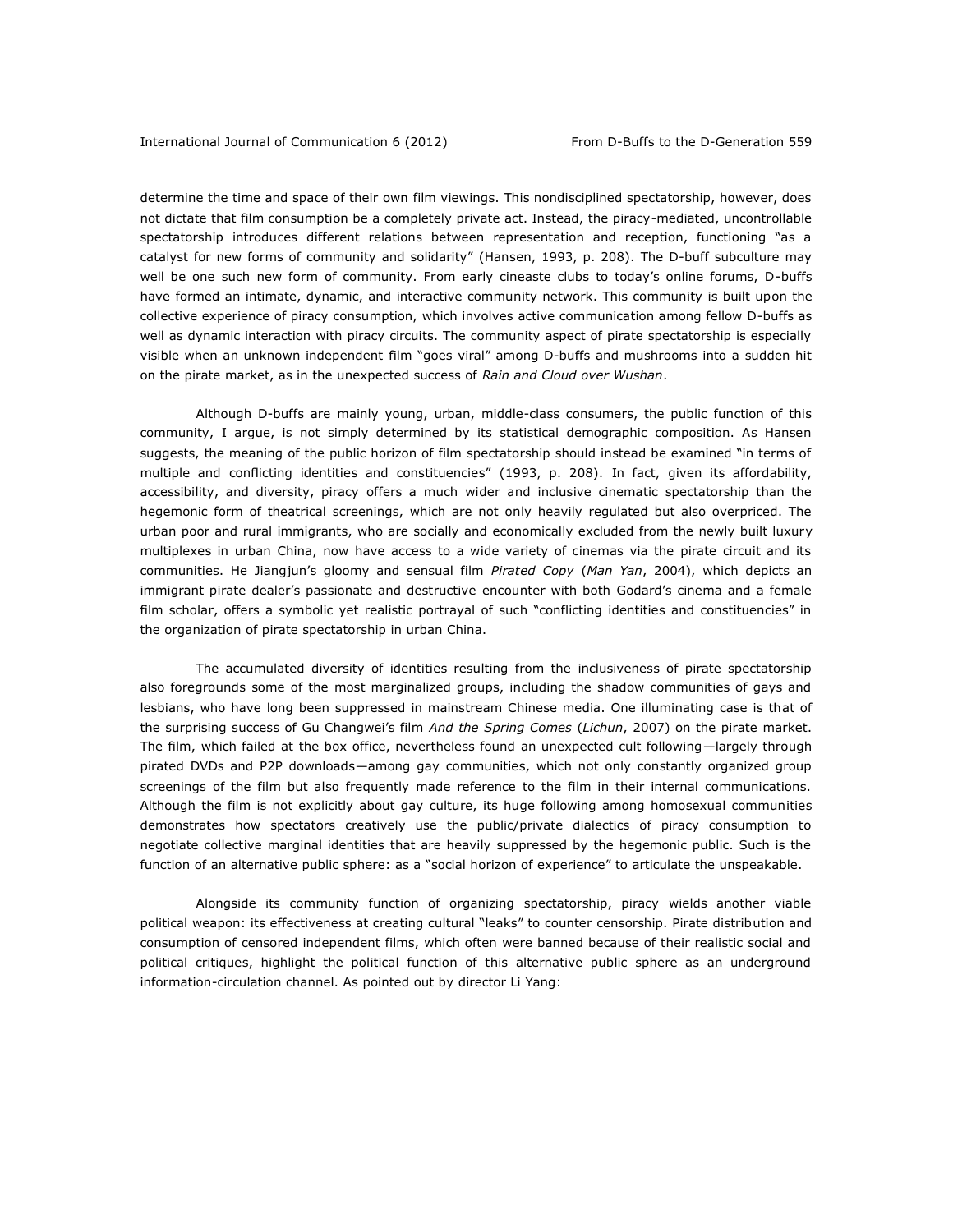determine the time and space of their own film viewings. This nondisciplined spectatorship, however, does not dictate that film consumption be a completely private act. Instead, the piracy-mediated, uncontrollable spectatorship introduces different relations between representation and reception, functioning "as a catalyst for new forms of community and solidarity" (Hansen, 1993, p. 208). The D-buff subculture may well be one such new form of community. From early cineaste clubs to today's online forums, D-buffs have formed an intimate, dynamic, and interactive community network. This community is built upon the collective experience of piracy consumption, which involves active communication among fellow D-buffs as well as dynamic interaction with piracy circuits. The community aspect of pirate spectatorship is especially visible when an unknown independent film "goes viral" among D-buffs and mushrooms into a sudden hit on the pirate market, as in the unexpected success of *Rain and Cloud over Wushan*.

Although D-buffs are mainly young, urban, middle-class consumers, the public function of this community, I argue, is not simply determined by its statistical demographic composition. As Hansen suggests, the meaning of the public horizon of film spectatorship should instead be examined "in terms of multiple and conflicting identities and constituencies" (1993, p. 208). In fact, given its affordability, accessibility, and diversity, piracy offers a much wider and inclusive cinematic spectatorship than the hegemonic form of theatrical screenings, which are not only heavily regulated but also overpriced. The urban poor and rural immigrants, who are socially and economically excluded from the newly built luxury multiplexes in urban China, now have access to a wide variety of cinemas via the pirate circuit and its communities. He Jiangjun's gloomy and sensual film *Pirated Copy* (*Man Yan*, 2004), which depicts an immigrant pirate dealer's passionate and destructive encounter with both Godard's cinema and a female film scholar, offers a symbolic yet realistic portrayal of such "conflicting identities and constituencies" in the organization of pirate spectatorship in urban China.

The accumulated diversity of identities resulting from the inclusiveness of pirate spectatorship also foregrounds some of the most marginalized groups, including the shadow communities of gays and lesbians, who have long been suppressed in mainstream Chinese media. One illuminating case is that of the surprising success of Gu Changwei's film *And the Spring Comes* (*Lichun*, 2007) on the pirate market. The film, which failed at the box office, nevertheless found an unexpected cult following—largely through pirated DVDs and P2P downloads—among gay communities, which not only constantly organized group screenings of the film but also frequently made reference to the film in their internal communications. Although the film is not explicitly about gay culture, its huge following among homosexual communities demonstrates how spectators creatively use the public/private dialectics of piracy consumption to negotiate collective marginal identities that are heavily suppressed by the hegemonic public. Such is the function of an alternative public sphere: as a "social horizon of experience" to articulate the unspeakable.

Alongside its community function of organizing spectatorship, piracy wields another viable political weapon: its effectiveness at creating cultural "leaks" to counter censorship. Pirate distribution and consumption of censored independent films, which often were banned because of their realistic social and political critiques, highlight the political function of this alternative public sphere as an underground information-circulation channel. As pointed out by director Li Yang: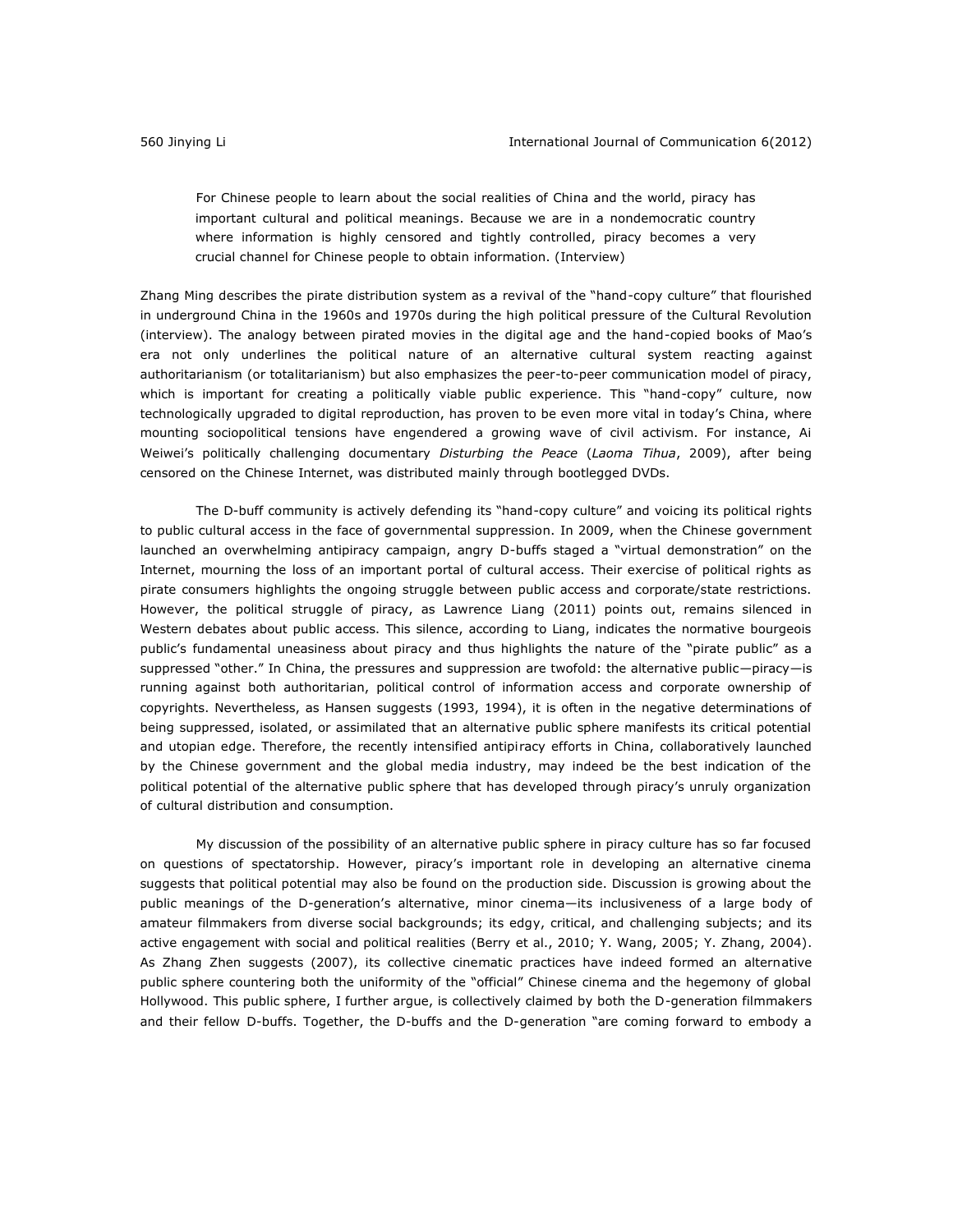> For Chinese people to learn about the social realities of China and the world, piracy has important cultural and political meanings. Because we are in a nondemocratic country where information is highly censored and tightly controlled, piracy becomes a very crucial channel for Chinese people to obtain information. (Interview)

Zhang Ming describes the pirate distribution system as a revival of the "hand-copy culture" that flourished in underground China in the 1960s and 1970s during the high political pressure of the Cultural Revolution (interview). The analogy between pirated movies in the digital age and the hand-copied books of Mao's era not only underlines the political nature of an alternative cultural system reacting against authoritarianism (or totalitarianism) but also emphasizes the peer-to-peer communication model of piracy, which is important for creating a politically viable public experience. This "hand-copy" culture, now technologically upgraded to digital reproduction, has proven to be even more vital in today's China, where mounting sociopolitical tensions have engendered a growing wave of civil activism. For instance, Ai Weiwei's politically challenging documentary *Disturbing the Peace* (*Laoma Tihua*, 2009), after being censored on the Chinese Internet, was distributed mainly through bootlegged DVDs.

The D-buff community is actively defending its "hand-copy culture" and voicing its political rights to public cultural access in the face of governmental suppression. In 2009, when the Chinese government launched an overwhelming antipiracy campaign, angry D-buffs staged a "virtual demonstration" on the Internet, mourning the loss of an important portal of cultural access. Their exercise of political rights as pirate consumers highlights the ongoing struggle between public access and corporate/state restrictions. However, the political struggle of piracy, as Lawrence Liang (2011) points out, remains silenced in Western debates about public access. This silence, according to Liang, indicates the normative bourgeois public's fundamental uneasiness about piracy and thus highlights the nature of the "pirate public" as a suppressed "other." In China, the pressures and suppression are twofold: the alternative public—piracy—is running against both authoritarian, political control of information access and corporate ownership of copyrights. Nevertheless, as Hansen suggests (1993, 1994), it is often in the negative determinations of being suppressed, isolated, or assimilated that an alternative public sphere manifests its critical potential and utopian edge. Therefore, the recently intensified antipiracy efforts in China, collaboratively launched by the Chinese government and the global media industry, may indeed be the best indication of the political potential of the alternative public sphere that has developed through piracy's unruly organization of cultural distribution and consumption.

My discussion of the possibility of an alternative public sphere in piracy culture has so far focused on questions of spectatorship. However, piracy's important role in developing an alternative cinema suggests that political potential may also be found on the production side. Discussion is growing about the public meanings of the D-generation's alternative, minor cinema—its inclusiveness of a large body of amateur filmmakers from diverse social backgrounds; its edgy, critical, and challenging subjects; and its active engagement with social and political realities (Berry et al., 2010; Y. Wang, 2005; Y. Zhang, 2004). As Zhang Zhen suggests (2007), its collective cinematic practices have indeed formed an alternative public sphere countering both the uniformity of the "official" Chinese cinema and the hegemony of global Hollywood. This public sphere, I further argue, is collectively claimed by both the D-generation filmmakers and their fellow D-buffs. Together, the D-buffs and the D-generation "are coming forward to embody a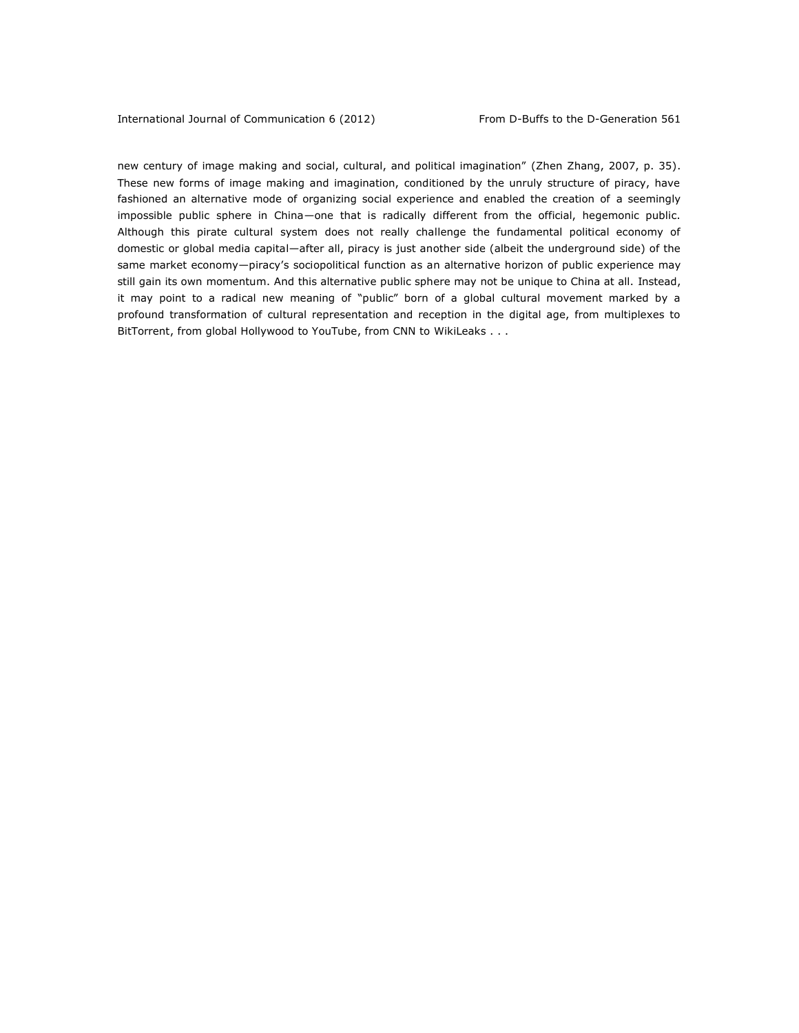new century of image making and social, cultural, and political imagination" (Zhen Zhang, 2007, p. 35). These new forms of image making and imagination, conditioned by the unruly structure of piracy, have fashioned an alternative mode of organizing social experience and enabled the creation of a seemingly impossible public sphere in China—one that is radically different from the official, hegemonic public. Although this pirate cultural system does not really challenge the fundamental political economy of domestic or global media capital—after all, piracy is just another side (albeit the underground side) of the same market economy—piracy's sociopolitical function as an alternative horizon of public experience may still gain its own momentum. And this alternative public sphere may not be unique to China at all. Instead, it may point to a radical new meaning of "public" born of a global cultural movement marked by a profound transformation of cultural representation and reception in the digital age, from multiplexes to BitTorrent, from global Hollywood to YouTube, from CNN to WikiLeaks . . .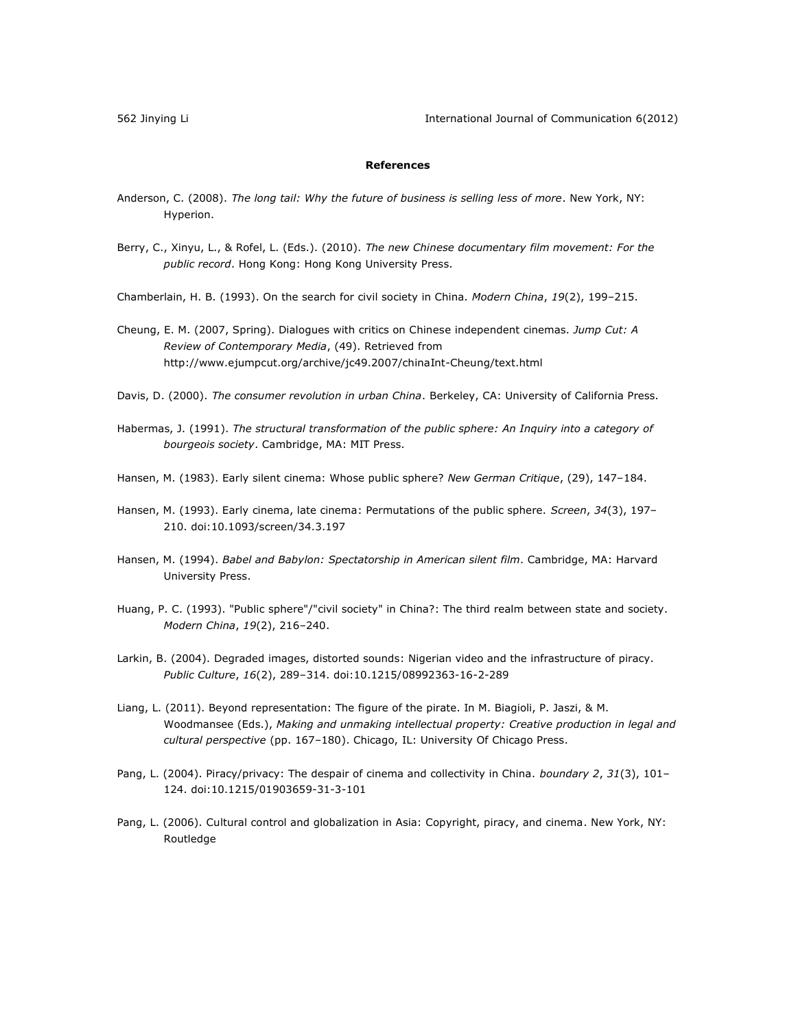**References**

Anderson, C. (2008). *The long tail: Why the future of business is selling less of more*. New York, NY: Hyperion.

Berry, C., Xinyu, L., & Rofel, L. (Eds.). (2010). *The new Chinese documentary film movement: For the public record*. Hong Kong: Hong Kong University Press.

Chamberlain, H. B. (1993). On the search for civil society in China. *Modern China*, *19*(2), 199–215.

Cheung, E. M. (2007, Spring). Dialogues with critics on Chinese independent cinemas. *Jump Cut: A Review of Contemporary Media*, (49). Retrieved from http://www.ejumpcut.org/archive/jc49.2007/chinaInt-Cheung/text.html

Davis, D. (2000). *The consumer revolution in urban China*. Berkeley, CA: University of California Press.

Habermas, J. (1991). *The structural transformation of the public sphere: An Inquiry into a category of bourgeois society*. Cambridge, MA: MIT Press.

Hansen, M. (1983). Early silent cinema: Whose public sphere? *New German Critique*, (29), 147–184.

Hansen, M. (1993). Early cinema, late cinema: Permutations of the public sphere. *Screen*, *34*(3), 197–210. doi:10.1093/screen/34.3.197

Hansen, M. (1994). *Babel and Babylon: Spectatorship in American silent film*. Cambridge, MA: Harvard University Press.

Huang, P. C. (1993). "Public sphere"/"civil society" in China?: The third realm between state and society. *Modern China*, *19*(2), 216–240.

Larkin, B. (2004). Degraded images, distorted sounds: Nigerian video and the infrastructure of piracy. *Public Culture*, *16*(2), 289–314. doi:10.1215/08992363-16-2-289

Liang, L. (2011). Beyond representation: The figure of the pirate. In M. Biagioli, P. Jaszi, & M. Woodmansee (Eds.), *Making and unmaking intellectual property: Creative production in legal and cultural perspective* (pp. 167–180). Chicago, IL: University Of Chicago Press.

Pang, L. (2004). Piracy/privacy: The despair of cinema and collectivity in China. *boundary 2*, *31*(3), 101–124. doi:10.1215/01903659-31-3-101

Pang, L. (2006). Cultural control and globalization in Asia: Copyright, piracy, and cinema. New York, NY: Routledge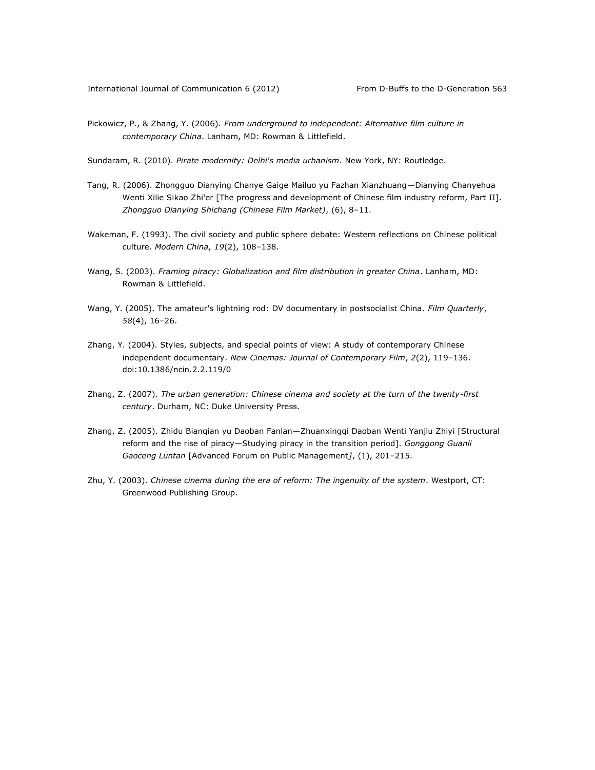Pickowicz, P., & Zhang, Y. (2006). *From underground to independent: Alternative film culture in contemporary China*. Lanham, MD: Rowman & Littlefield.

Sundaram, R. (2010). *Pirate modernity: Delhi's media urbanism*. New York, NY: Routledge.

Tang, R. (2006). Zhongguo Dianying Chanye Gaige Mailuo yu Fazhan Xianzhuang—Dianying Chanyehua Wenti Xilie Sikao Zhi'er [The progress and development of Chinese film industry reform, Part II]. *Zhongguo Dianying Shichang (Chinese Film Market)*, (6), 8–11.

Wakeman, F. (1993). The civil society and public sphere debate: Western reflections on Chinese political culture. *Modern China*, *19*(2), 108–138.

Wang, S. (2003). *Framing piracy: Globalization and film distribution in greater China*. Lanham, MD: Rowman & Littlefield.

Wang, Y. (2005). The amateur's lightning rod: DV documentary in postsocialist China. *Film Quarterly*, *58*(4), 16–26.

Zhang, Y. (2004). Styles, subjects, and special points of view: A study of contemporary Chinese independent documentary. *New Cinemas: Journal of Contemporary Film*, *2*(2), 119–136. doi:10.1386/ncin.2.2.119/0

Zhang, Z. (2007). *The urban generation: Chinese cinema and society at the turn of the twenty-first century*. Durham, NC: Duke University Press.

Zhang, Z. (2005). Zhidu Bianqian yu Daoban Fanlan—Zhuanxingqi Daoban Wenti Yanjiu Zhiyi [Structural reform and the rise of piracy—Studying piracy in the transition period]. *Gonggong Guanli Gaoceng Luntan* [Advanced Forum on Public Management*]*, (1), 201–215.

Zhu, Y. (2003). *Chinese cinema during the era of reform: The ingenuity of the system*. Westport, CT: Greenwood Publishing Group.